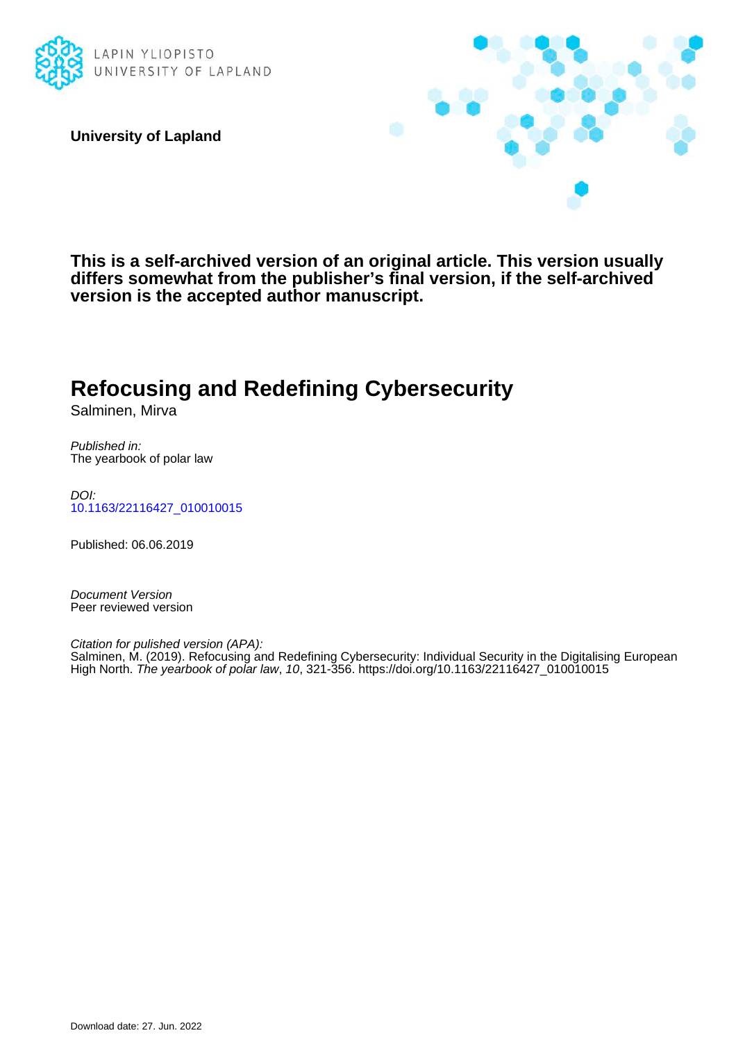LAPIN YLIOPISTO
UNIVERSITY OF LAPLAND

**University of Lapland**

**This is a self-archived version of an original article. This version usually differs somewhat from the publisher's final version, if the self-archived version is the accepted author manuscript.**

# Refocusing and Redefining Cybersecurity

Salminen, Mirva

*Published in:*
The yearbook of polar law

*DOI:*
10.1163/22116427_010010015

Published: 06.06.2019

*Document Version*
Peer reviewed version

*Citation for pulished version (APA):*
Salminen, M. (2019). Refocusing and Redefining Cybersecurity: Individual Security in the Digitalising European High North. *The yearbook of polar law*, *10*, 321-356. https://doi.org/10.1163/22116427_010010015

Download date: 27. Jun. 2022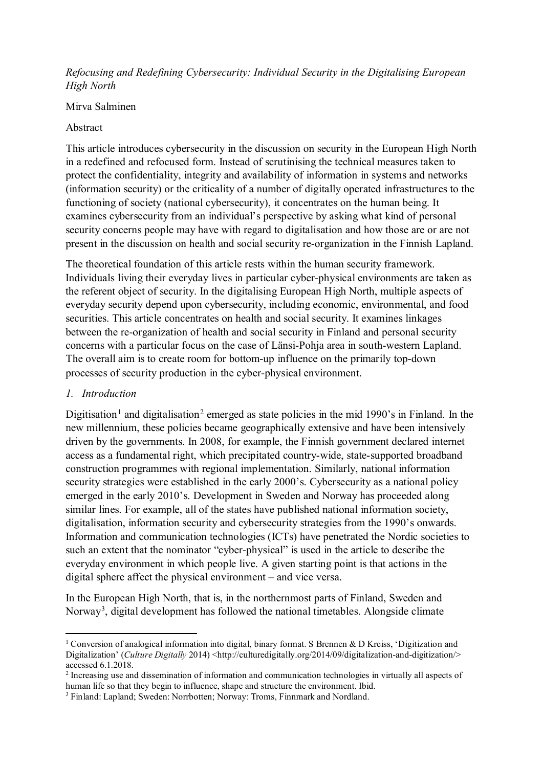*Refocusing and Redefining Cybersecurity: Individual Security in the Digitalising European High North*

Mirva Salminen

Abstract

This article introduces cybersecurity in the discussion on security in the European High North in a redefined and refocused form. Instead of scrutinising the technical measures taken to protect the confidentiality, integrity and availability of information in systems and networks (information security) or the criticality of a number of digitally operated infrastructures to the functioning of society (national cybersecurity), it concentrates on the human being. It examines cybersecurity from an individual's perspective by asking what kind of personal security concerns people may have with regard to digitalisation and how those are or are not present in the discussion on health and social security re-organization in the Finnish Lapland.

The theoretical foundation of this article rests within the human security framework. Individuals living their everyday lives in particular cyber-physical environments are taken as the referent object of security. In the digitalising European High North, multiple aspects of everyday security depend upon cybersecurity, including economic, environmental, and food securities. This article concentrates on health and social security. It examines linkages between the re-organization of health and social security in Finland and personal security concerns with a particular focus on the case of Länsi-Pohja area in south-western Lapland. The overall aim is to create room for bottom-up influence on the primarily top-down processes of security production in the cyber-physical environment.

## 1. *Introduction*

Digitisation[1] and digitalisation[2] emerged as state policies in the mid 1990's in Finland. In the new millennium, these policies became geographically extensive and have been intensively driven by the governments. In 2008, for example, the Finnish government declared internet access as a fundamental right, which precipitated country-wide, state-supported broadband construction programmes with regional implementation. Similarly, national information security strategies were established in the early 2000's. Cybersecurity as a national policy emerged in the early 2010's. Development in Sweden and Norway has proceeded along similar lines. For example, all of the states have published national information society, digitalisation, information security and cybersecurity strategies from the 1990's onwards. Information and communication technologies (ICTs) have penetrated the Nordic societies to such an extent that the nominator "cyber-physical" is used in the article to describe the everyday environment in which people live. A given starting point is that actions in the digital sphere affect the physical environment – and vice versa.

In the European High North, that is, in the northernmost parts of Finland, Sweden and Norway[3], digital development has followed the national timetables. Alongside climate

---

[1] Conversion of analogical information into digital, binary format. S Brennen & D Kreiss, 'Digitization and Digitalization' (*Culture Digitally* 2014) <http://culturedigitally.org/2014/09/digitalization-and-digitization/> accessed 6.1.2018.

[2] Increasing use and dissemination of information and communication technologies in virtually all aspects of human life so that they begin to influence, shape and structure the environment. Ibid.

[3] Finland: Lapland; Sweden: Norrbotten; Norway: Troms, Finnmark and Nordland.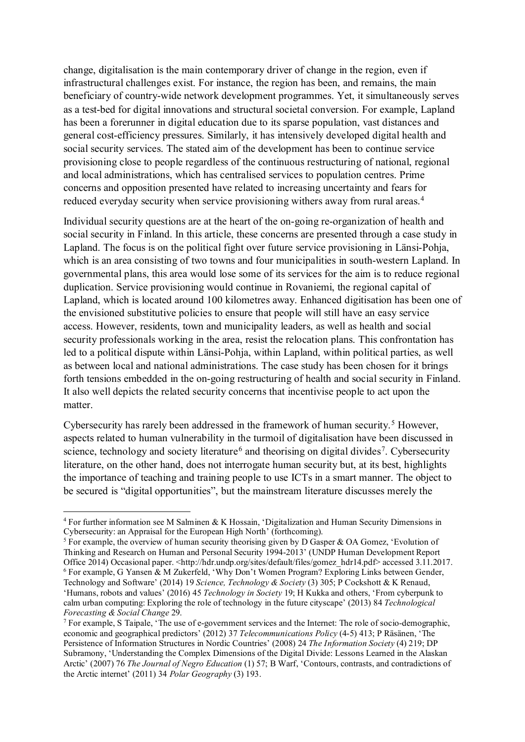change, digitalisation is the main contemporary driver of change in the region, even if infrastructural challenges exist. For instance, the region has been, and remains, the main beneficiary of country-wide network development programmes. Yet, it simultaneously serves as a test-bed for digital innovations and structural societal conversion. For example, Lapland has been a forerunner in digital education due to its sparse population, vast distances and general cost-efficiency pressures. Similarly, it has intensively developed digital health and social security services. The stated aim of the development has been to continue service provisioning close to people regardless of the continuous restructuring of national, regional and local administrations, which has centralised services to population centres. Prime concerns and opposition presented have related to increasing uncertainty and fears for reduced everyday security when service provisioning withers away from rural areas.[4]

Individual security questions are at the heart of the on-going re-organization of health and social security in Finland. In this article, these concerns are presented through a case study in Lapland. The focus is on the political fight over future service provisioning in Länsi-Pohja, which is an area consisting of two towns and four municipalities in south-western Lapland. In governmental plans, this area would lose some of its services for the aim is to reduce regional duplication. Service provisioning would continue in Rovaniemi, the regional capital of Lapland, which is located around 100 kilometres away. Enhanced digitisation has been one of the envisioned substitutive policies to ensure that people will still have an easy service access. However, residents, town and municipality leaders, as well as health and social security professionals working in the area, resist the relocation plans. This confrontation has led to a political dispute within Länsi-Pohja, within Lapland, within political parties, as well as between local and national administrations. The case study has been chosen for it brings forth tensions embedded in the on-going restructuring of health and social security in Finland. It also well depicts the related security concerns that incentivise people to act upon the matter.

Cybersecurity has rarely been addressed in the framework of human security.[5] However, aspects related to human vulnerability in the turmoil of digitalisation have been discussed in science, technology and society literature[6] and theorising on digital divides[7]. Cybersecurity literature, on the other hand, does not interrogate human security but, at its best, highlights the importance of teaching and training people to use ICTs in a smart manner. The object to be secured is "digital opportunities", but the mainstream literature discusses merely the

---

[4] For further information see M Salminen & K Hossain, 'Digitalization and Human Security Dimensions in Cybersecurity: an Appraisal for the European High North' (forthcoming).

[5] For example, the overview of human security theorising given by D Gasper & OA Gomez, 'Evolution of Thinking and Research on Human and Personal Security 1994-2013' (UNDP Human Development Report Office 2014) Occasional paper. <http://hdr.undp.org/sites/default/files/gomez_hdr14.pdf> accessed 3.11.2017.

[6] For example, G Yansen & M Zukerfeld, 'Why Don't Women Program? Exploring Links between Gender, Technology and Software' (2014) 19 *Science, Technology & Society* (3) 305; P Cockshott & K Renaud, 'Humans, robots and values' (2016) 45 *Technology in Society* 19; H Kukka and others, 'From cyberpunk to calm urban computing: Exploring the role of technology in the future cityscape' (2013) 84 *Technological Forecasting & Social Change* 29.

[7] For example, S Taipale, 'The use of e-government services and the Internet: The role of socio-demographic, economic and geographical predictors' (2012) 37 *Telecommunications Policy* (4-5) 413; P Räsänen, 'The Persistence of Information Structures in Nordic Countries' (2008) 24 *The Information Society* (4) 219; DP Subramony, 'Understanding the Complex Dimensions of the Digital Divide: Lessons Learned in the Alaskan Arctic' (2007) 76 *The Journal of Negro Education* (1) 57; B Warf, 'Contours, contrasts, and contradictions of the Arctic internet' (2011) 34 *Polar Geography* (3) 193.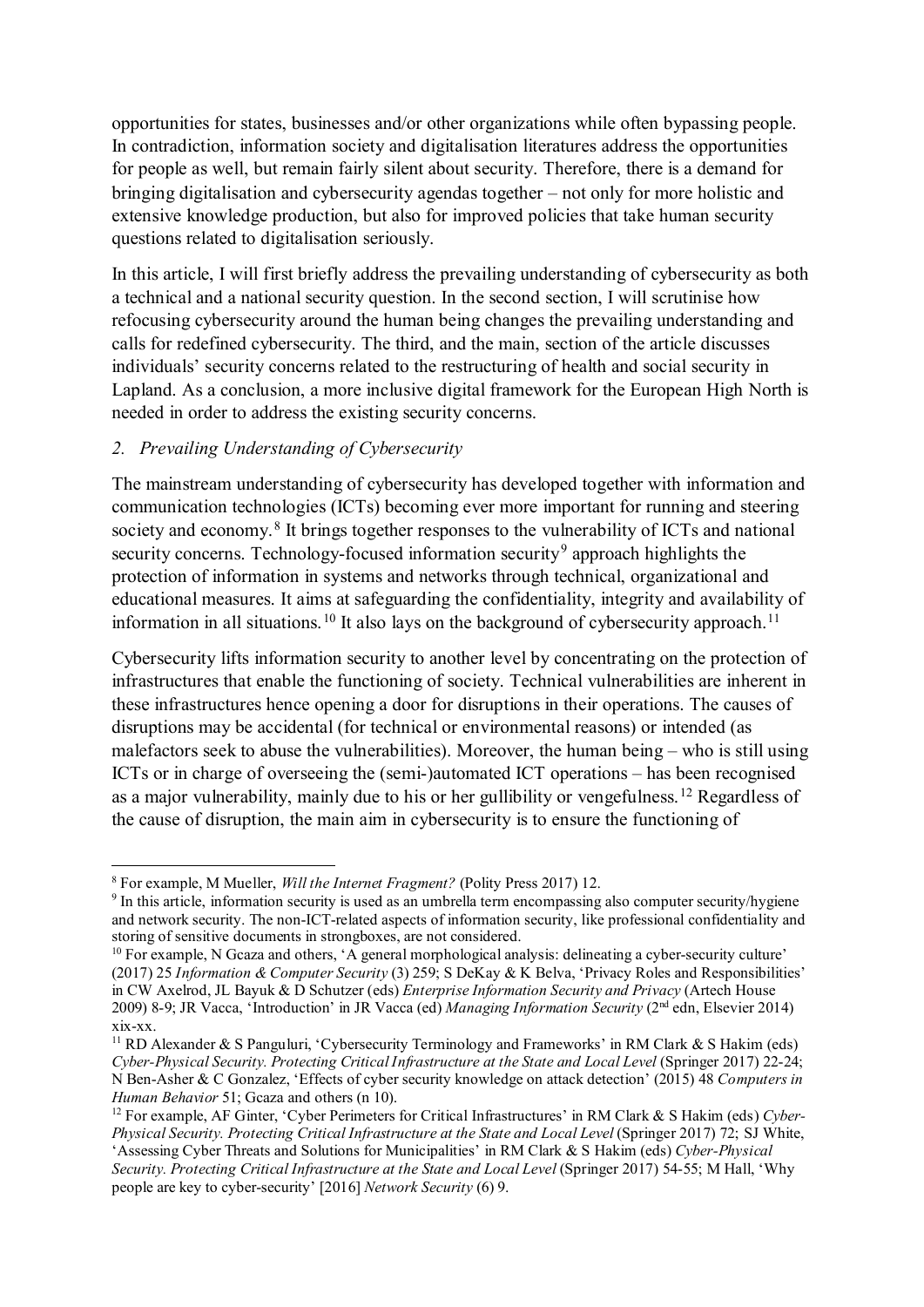opportunities for states, businesses and/or other organizations while often bypassing people. In contradiction, information society and digitalisation literatures address the opportunities for people as well, but remain fairly silent about security. Therefore, there is a demand for bringing digitalisation and cybersecurity agendas together – not only for more holistic and extensive knowledge production, but also for improved policies that take human security questions related to digitalisation seriously.

In this article, I will first briefly address the prevailing understanding of cybersecurity as both a technical and a national security question. In the second section, I will scrutinise how refocusing cybersecurity around the human being changes the prevailing understanding and calls for redefined cybersecurity. The third, and the main, section of the article discusses individuals' security concerns related to the restructuring of health and social security in Lapland. As a conclusion, a more inclusive digital framework for the European High North is needed in order to address the existing security concerns.

## *2. Prevailing Understanding of Cybersecurity*

The mainstream understanding of cybersecurity has developed together with information and communication technologies (ICTs) becoming ever more important for running and steering society and economy.[8] It brings together responses to the vulnerability of ICTs and national security concerns. Technology-focused information security[9] approach highlights the protection of information in systems and networks through technical, organizational and educational measures. It aims at safeguarding the confidentiality, integrity and availability of information in all situations.[10] It also lays on the background of cybersecurity approach.[11]

Cybersecurity lifts information security to another level by concentrating on the protection of infrastructures that enable the functioning of society. Technical vulnerabilities are inherent in these infrastructures hence opening a door for disruptions in their operations. The causes of disruptions may be accidental (for technical or environmental reasons) or intended (as malefactors seek to abuse the vulnerabilities). Moreover, the human being – who is still using ICTs or in charge of overseeing the (semi-)automated ICT operations – has been recognised as a major vulnerability, mainly due to his or her gullibility or vengefulness.[12] Regardless of the cause of disruption, the main aim in cybersecurity is to ensure the functioning of

---

[8] For example, M Mueller, *Will the Internet Fragment?* (Polity Press 2017) 12.

[9] In this article, information security is used as an umbrella term encompassing also computer security/hygiene and network security. The non-ICT-related aspects of information security, like professional confidentiality and storing of sensitive documents in strongboxes, are not considered.

[10] For example, N Gcaza and others, 'A general morphological analysis: delineating a cyber-security culture' (2017) 25 *Information & Computer Security* (3) 259; S DeKay & K Belva, 'Privacy Roles and Responsibilities' in CW Axelrod, JL Bayuk & D Schutzer (eds) *Enterprise Information Security and Privacy* (Artech House 2009) 8-9; JR Vacca, 'Introduction' in JR Vacca (ed) *Managing Information Security* (2nd edn, Elsevier 2014) xix-xx.

[11] RD Alexander & S Panguluri, 'Cybersecurity Terminology and Frameworks' in RM Clark & S Hakim (eds) *Cyber-Physical Security. Protecting Critical Infrastructure at the State and Local Level* (Springer 2017) 22-24; N Ben-Asher & C Gonzalez, 'Effects of cyber security knowledge on attack detection' (2015) 48 *Computers in Human Behavior* 51; Gcaza and others (n 10).

[12] For example, AF Ginter, 'Cyber Perimeters for Critical Infrastructures' in RM Clark & S Hakim (eds) *Cyber-Physical Security. Protecting Critical Infrastructure at the State and Local Level* (Springer 2017) 72; SJ White, 'Assessing Cyber Threats and Solutions for Municipalities' in RM Clark & S Hakim (eds) *Cyber-Physical Security. Protecting Critical Infrastructure at the State and Local Level* (Springer 2017) 54-55; M Hall, 'Why people are key to cyber-security' [2016] *Network Security* (6) 9.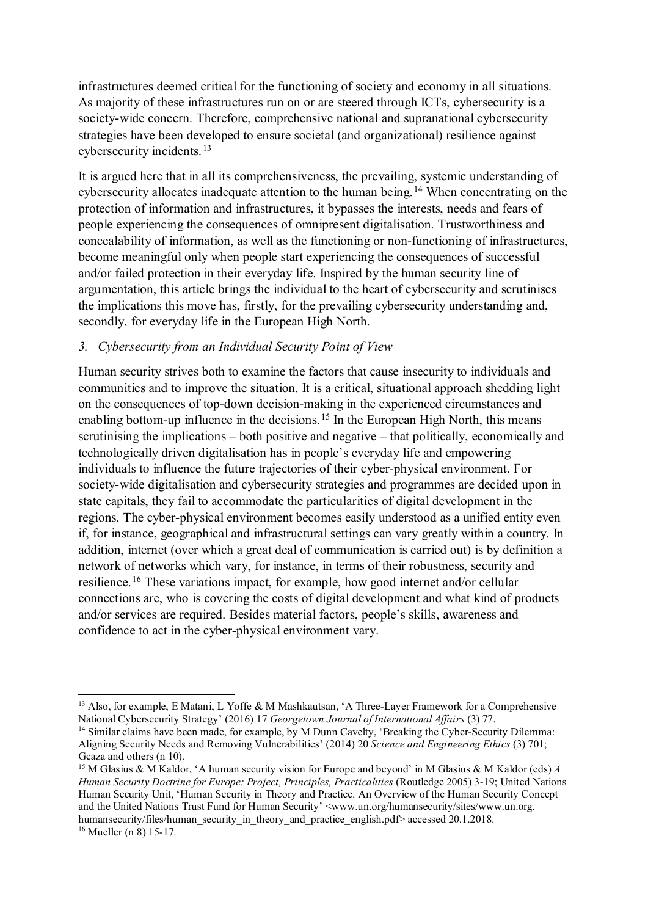infrastructures deemed critical for the functioning of society and economy in all situations. As majority of these infrastructures run on or are steered through ICTs, cybersecurity is a society-wide concern. Therefore, comprehensive national and supranational cybersecurity strategies have been developed to ensure societal (and organizational) resilience against cybersecurity incidents.[13]

It is argued here that in all its comprehensiveness, the prevailing, systemic understanding of cybersecurity allocates inadequate attention to the human being.[14] When concentrating on the protection of information and infrastructures, it bypasses the interests, needs and fears of people experiencing the consequences of omnipresent digitalisation. Trustworthiness and concealability of information, as well as the functioning or non-functioning of infrastructures, become meaningful only when people start experiencing the consequences of successful and/or failed protection in their everyday life. Inspired by the human security line of argumentation, this article brings the individual to the heart of cybersecurity and scrutinises the implications this move has, firstly, for the prevailing cybersecurity understanding and, secondly, for everyday life in the European High North.

### *3. Cybersecurity from an Individual Security Point of View*

Human security strives both to examine the factors that cause insecurity to individuals and communities and to improve the situation. It is a critical, situational approach shedding light on the consequences of top-down decision-making in the experienced circumstances and enabling bottom-up influence in the decisions.[15] In the European High North, this means scrutinising the implications – both positive and negative – that politically, economically and technologically driven digitalisation has in people's everyday life and empowering individuals to influence the future trajectories of their cyber-physical environment. For society-wide digitalisation and cybersecurity strategies and programmes are decided upon in state capitals, they fail to accommodate the particularities of digital development in the regions. The cyber-physical environment becomes easily understood as a unified entity even if, for instance, geographical and infrastructural settings can vary greatly within a country. In addition, internet (over which a great deal of communication is carried out) is by definition a network of networks which vary, for instance, in terms of their robustness, security and resilience.[16] These variations impact, for example, how good internet and/or cellular connections are, who is covering the costs of digital development and what kind of products and/or services are required. Besides material factors, people's skills, awareness and confidence to act in the cyber-physical environment vary.

---

[13] Also, for example, E Matani, L Yoffe & M Mashkautsan, 'A Three-Layer Framework for a Comprehensive National Cybersecurity Strategy' (2016) 17 *Georgetown Journal of International Affairs* (3) 77.

[14] Similar claims have been made, for example, by M Dunn Cavelty, 'Breaking the Cyber-Security Dilemma: Aligning Security Needs and Removing Vulnerabilities' (2014) 20 *Science and Engineering Ethics* (3) 701; Gcaza and others (n 10).

[15] M Glasius & M Kaldor, 'A human security vision for Europe and beyond' in M Glasius & M Kaldor (eds) *A Human Security Doctrine for Europe: Project, Principles, Practicalities* (Routledge 2005) 3-19; United Nations Human Security Unit, 'Human Security in Theory and Practice. An Overview of the Human Security Concept and the United Nations Trust Fund for Human Security' <www.un.org/humansecurity/sites/www.un.org.humansecurity/files/human_security_in_theory_and_practice_english.pdf> accessed 20.1.2018.

[16] Mueller (n 8) 15-17.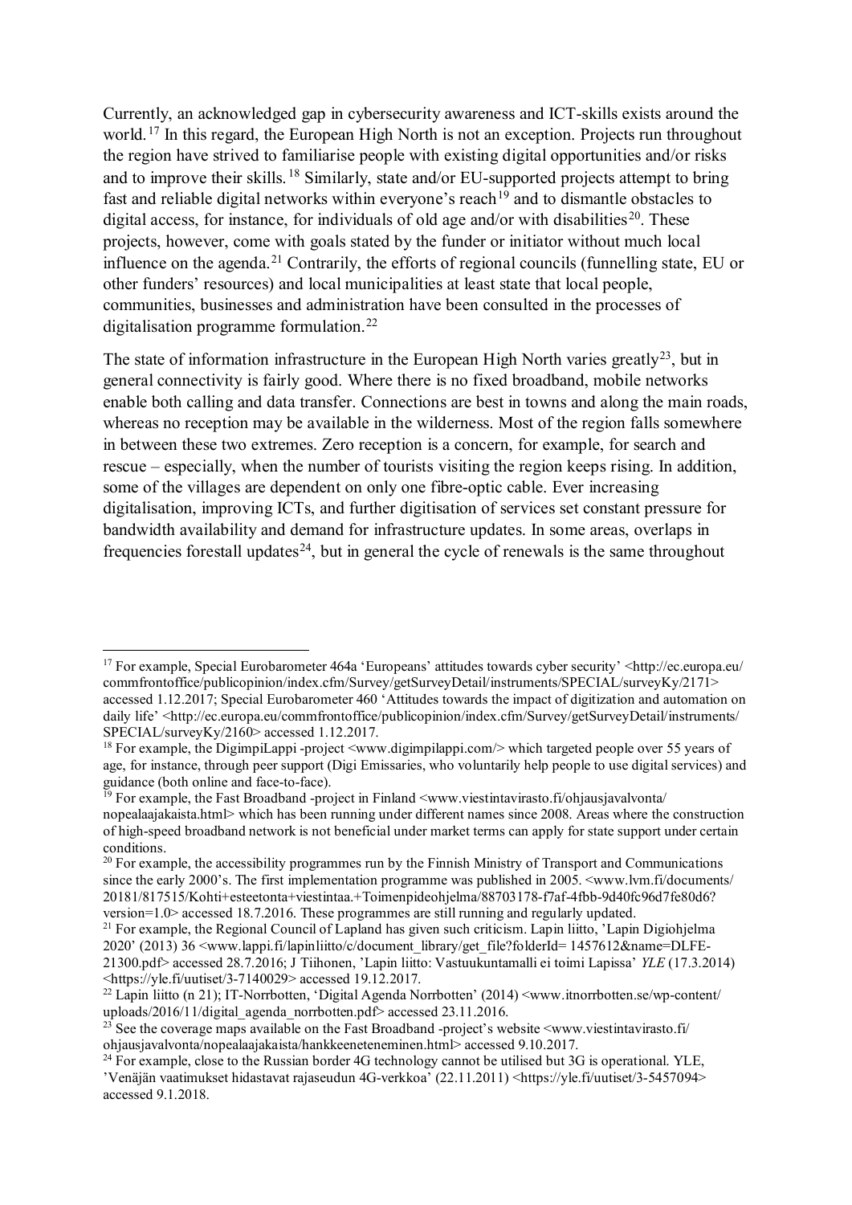Currently, an acknowledged gap in cybersecurity awareness and ICT-skills exists around the world.[17] In this regard, the European High North is not an exception. Projects run throughout the region have strived to familiarise people with existing digital opportunities and/or risks and to improve their skills.[18] Similarly, state and/or EU-supported projects attempt to bring fast and reliable digital networks within everyone's reach[19] and to dismantle obstacles to digital access, for instance, for individuals of old age and/or with disabilities[20]. These projects, however, come with goals stated by the funder or initiator without much local influence on the agenda.[21] Contrarily, the efforts of regional councils (funnelling state, EU or other funders' resources) and local municipalities at least state that local people, communities, businesses and administration have been consulted in the processes of digitalisation programme formulation.[22]

The state of information infrastructure in the European High North varies greatly[23], but in general connectivity is fairly good. Where there is no fixed broadband, mobile networks enable both calling and data transfer. Connections are best in towns and along the main roads, whereas no reception may be available in the wilderness. Most of the region falls somewhere in between these two extremes. Zero reception is a concern, for example, for search and rescue – especially, when the number of tourists visiting the region keeps rising. In addition, some of the villages are dependent on only one fibre-optic cable. Ever increasing digitalisation, improving ICTs, and further digitisation of services set constant pressure for bandwidth availability and demand for infrastructure updates. In some areas, overlaps in frequencies forestall updates[24], but in general the cycle of renewals is the same throughout

---

[17] For example, Special Eurobarometer 464a 'Europeans' attitudes towards cyber security' <http://ec.europa.eu/commfrontoffice/publicopinion/index.cfm/Survey/getSurveyDetail/instruments/SPECIAL/surveyKy/2171> accessed 1.12.2017; Special Eurobarometer 460 'Attitudes towards the impact of digitization and automation on daily life' <http://ec.europa.eu/commfrontoffice/publicopinion/index.cfm/Survey/getSurveyDetail/instruments/SPECIAL/surveyKy/2160> accessed 1.12.2017.

[18] For example, the DigimpiLappi -project <www.digimpilappi.com/> which targeted people over 55 years of age, for instance, through peer support (Digi Emissaries, who voluntarily help people to use digital services) and guidance (both online and face-to-face).

[19] For example, the Fast Broadband -project in Finland <www.viestintavirasto.fi/ohjausjavalvonta/nopealaajakaista.html> which has been running under different names since 2008. Areas where the construction of high-speed broadband network is not beneficial under market terms can apply for state support under certain conditions.

[20] For example, the accessibility programmes run by the Finnish Ministry of Transport and Communications since the early 2000's. The first implementation programme was published in 2005. <www.lvm.fi/documents/20181/817515/Kohti+esteetonta+viestintaa.+Toimenpideohjelma/88703178-f7af-4fbb-9d40fc96d7fe80d6?version=1.0> accessed 18.7.2016. These programmes are still running and regularly updated.

[21] For example, the Regional Council of Lapland has given such criticism. Lapin liitto, 'Lapin Digiohjelma 2020' (2013) 36 <www.lappi.fi/lapinliitto/c/document_library/get_file?folderId= 1457612&name=DLFE-21300.pdf> accessed 28.7.2016; J Tiihonen, 'Lapin liitto: Vastuukuntamalli ei toimi Lapissa' *YLE* (17.3.2014) <https://yle.fi/uutiset/3-7140029> accessed 19.12.2017.

[22] Lapin liitto (n 21); IT-Norrbotten, 'Digital Agenda Norrbotten' (2014) <www.itnorrbotten.se/wp-content/uploads/2016/11/digital_agenda_norrbotten.pdf> accessed 23.11.2016.

[23] See the coverage maps available on the Fast Broadband -project's website <www.viestintavirasto.fi/ohjausjavalvonta/nopealaajakaista/hankkeenetenеminen.html> accessed 9.10.2017.

[24] For example, close to the Russian border 4G technology cannot be utilised but 3G is operational. YLE, 'Venäjän vaatimukset hidastavat rajaseudun 4G-verkkoa' (22.11.2011) <https://yle.fi/uutiset/3-5457094> accessed 9.1.2018.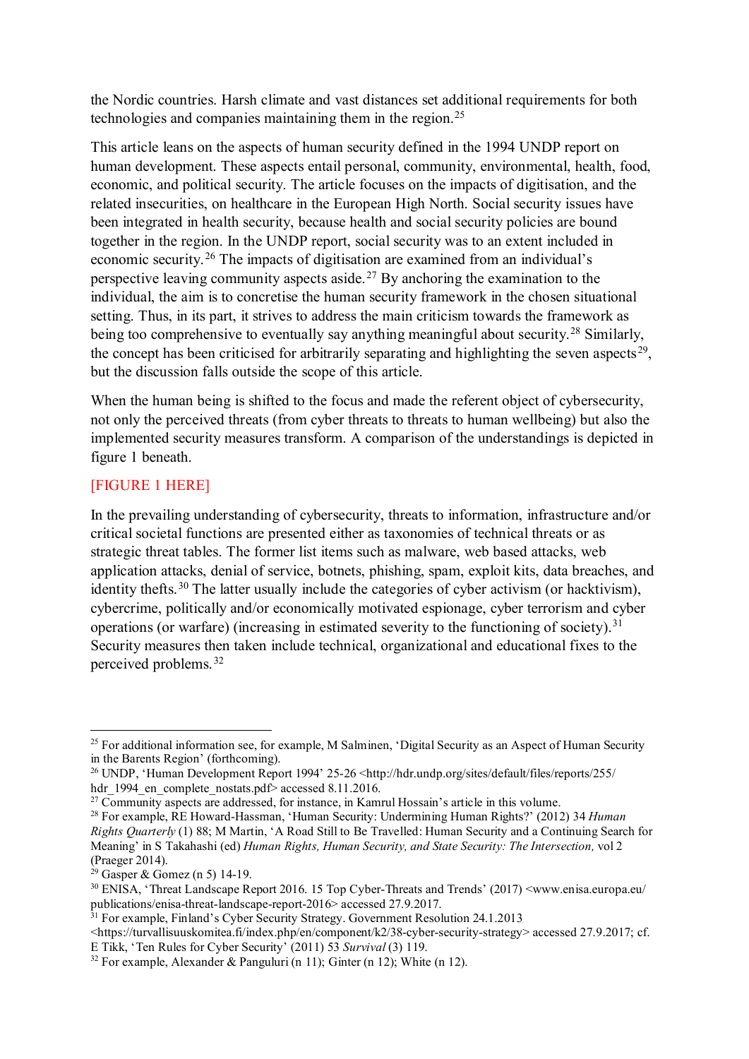the Nordic countries. Harsh climate and vast distances set additional requirements for both technologies and companies maintaining them in the region.[25]

This article leans on the aspects of human security defined in the 1994 UNDP report on human development. These aspects entail personal, community, environmental, health, food, economic, and political security. The article focuses on the impacts of digitisation, and the related insecurities, on healthcare in the European High North. Social security issues have been integrated in health security, because health and social security policies are bound together in the region. In the UNDP report, social security was to an extent included in economic security.[26] The impacts of digitisation are examined from an individual's perspective leaving community aspects aside.[27] By anchoring the examination to the individual, the aim is to concretise the human security framework in the chosen situational setting. Thus, in its part, it strives to address the main criticism towards the framework as being too comprehensive to eventually say anything meaningful about security.[28] Similarly, the concept has been criticised for arbitrarily separating and highlighting the seven aspects[29], but the discussion falls outside the scope of this article.

When the human being is shifted to the focus and made the referent object of cybersecurity, not only the perceived threats (from cyber threats to threats to human wellbeing) but also the implemented security measures transform. A comparison of the understandings is depicted in figure 1 beneath.

[FIGURE 1 HERE]

In the prevailing understanding of cybersecurity, threats to information, infrastructure and/or critical societal functions are presented either as taxonomies of technical threats or as strategic threat tables. The former list items such as malware, web based attacks, web application attacks, denial of service, botnets, phishing, spam, exploit kits, data breaches, and identity thefts.[30] The latter usually include the categories of cyber activism (or hacktivism), cybercrime, politically and/or economically motivated espionage, cyber terrorism and cyber operations (or warfare) (increasing in estimated severity to the functioning of society).[31] Security measures then taken include technical, organizational and educational fixes to the perceived problems.[32]

---

[25] For additional information see, for example, M Salminen, 'Digital Security as an Aspect of Human Security in the Barents Region' (forthcoming).

[26] UNDP, 'Human Development Report 1994' 25-26 <http://hdr.undp.org/sites/default/files/reports/255/hdr_1994_en_complete_nostats.pdf> accessed 8.11.2016.

[27] Community aspects are addressed, for instance, in Kamrul Hossain's article in this volume.

[28] For example, RE Howard-Hassman, 'Human Security: Undermining Human Rights?' (2012) 34 *Human Rights Quarterly* (1) 88; M Martin, 'A Road Still to Be Travelled: Human Security and a Continuing Search for Meaning' in S Takahashi (ed) *Human Rights, Human Security, and State Security: The Intersection,* vol 2 (Praeger 2014).

[29] Gasper & Gomez (n 5) 14-19.

[30] ENISA, 'Threat Landscape Report 2016. 15 Top Cyber-Threats and Trends' (2017) <www.enisa.europa.eu/publications/enisa-threat-landscape-report-2016> accessed 27.9.2017.

[31] For example, Finland's Cyber Security Strategy. Government Resolution 24.1.2013 <https://turvallisuuskomitea.fi/index.php/en/component/k2/38-cyber-security-strategy> accessed 27.9.2017; cf. E Tikk, 'Ten Rules for Cyber Security' (2011) 53 *Survival* (3) 119.

[32] For example, Alexander & Panguluri (n 11); Ginter (n 12); White (n 12).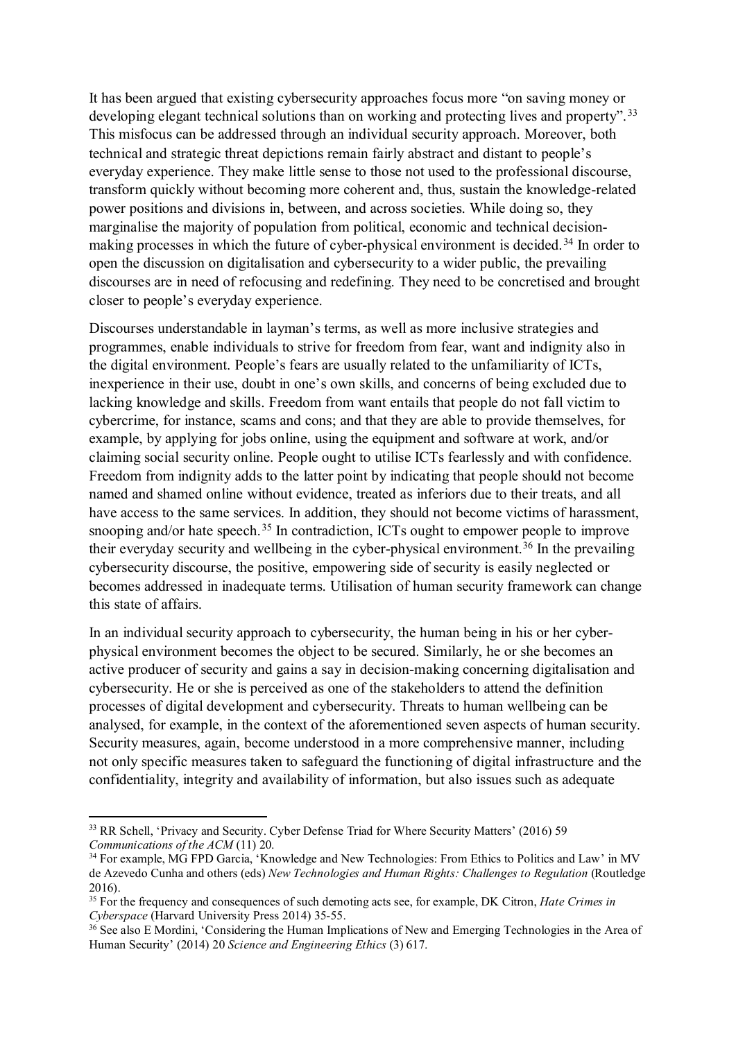It has been argued that existing cybersecurity approaches focus more "on saving money or developing elegant technical solutions than on working and protecting lives and property".[33] This misfocus can be addressed through an individual security approach. Moreover, both technical and strategic threat depictions remain fairly abstract and distant to people's everyday experience. They make little sense to those not used to the professional discourse, transform quickly without becoming more coherent and, thus, sustain the knowledge-related power positions and divisions in, between, and across societies. While doing so, they marginalise the majority of population from political, economic and technical decision-making processes in which the future of cyber-physical environment is decided.[34] In order to open the discussion on digitalisation and cybersecurity to a wider public, the prevailing discourses are in need of refocusing and redefining. They need to be concretised and brought closer to people's everyday experience.

Discourses understandable in layman's terms, as well as more inclusive strategies and programmes, enable individuals to strive for freedom from fear, want and indignity also in the digital environment. People's fears are usually related to the unfamiliarity of ICTs, inexperience in their use, doubt in one's own skills, and concerns of being excluded due to lacking knowledge and skills. Freedom from want entails that people do not fall victim to cybercrime, for instance, scams and cons; and that they are able to provide themselves, for example, by applying for jobs online, using the equipment and software at work, and/or claiming social security online. People ought to utilise ICTs fearlessly and with confidence. Freedom from indignity adds to the latter point by indicating that people should not become named and shamed online without evidence, treated as inferiors due to their treats, and all have access to the same services. In addition, they should not become victims of harassment, snooping and/or hate speech.[35] In contradiction, ICTs ought to empower people to improve their everyday security and wellbeing in the cyber-physical environment.[36] In the prevailing cybersecurity discourse, the positive, empowering side of security is easily neglected or becomes addressed in inadequate terms. Utilisation of human security framework can change this state of affairs.

In an individual security approach to cybersecurity, the human being in his or her cyber-physical environment becomes the object to be secured. Similarly, he or she becomes an active producer of security and gains a say in decision-making concerning digitalisation and cybersecurity. He or she is perceived as one of the stakeholders to attend the definition processes of digital development and cybersecurity. Threats to human wellbeing can be analysed, for example, in the context of the aforementioned seven aspects of human security. Security measures, again, become understood in a more comprehensive manner, including not only specific measures taken to safeguard the functioning of digital infrastructure and the confidentiality, integrity and availability of information, but also issues such as adequate

---

[33] RR Schell, 'Privacy and Security. Cyber Defense Triad for Where Security Matters' (2016) 59 *Communications of the ACM* (11) 20.

[34] For example, MG FPD Garcia, 'Knowledge and New Technologies: From Ethics to Politics and Law' in MV de Azevedo Cunha and others (eds) *New Technologies and Human Rights: Challenges to Regulation* (Routledge 2016).

[35] For the frequency and consequences of such demoting acts see, for example, DK Citron, *Hate Crimes in Cyberspace* (Harvard University Press 2014) 35-55.

[36] See also E Mordini, 'Considering the Human Implications of New and Emerging Technologies in the Area of Human Security' (2014) 20 *Science and Engineering Ethics* (3) 617.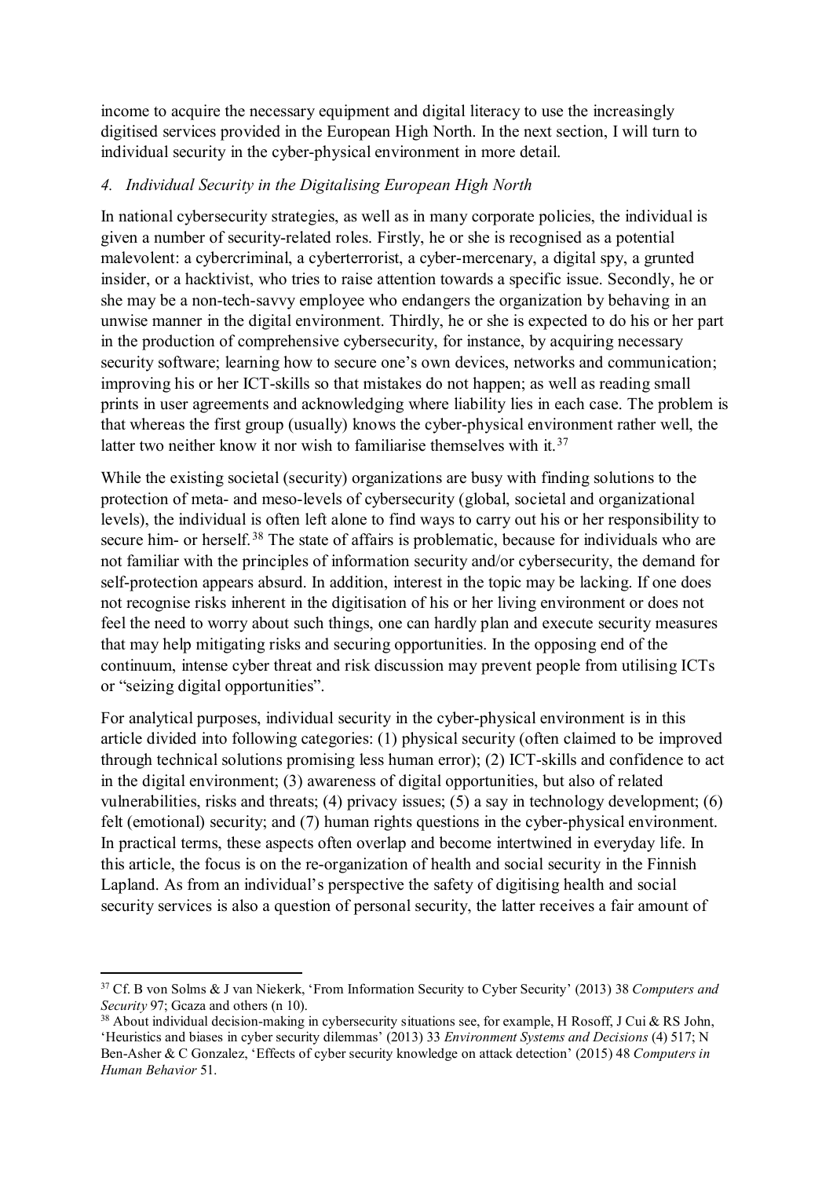income to acquire the necessary equipment and digital literacy to use the increasingly digitised services provided in the European High North. In the next section, I will turn to individual security in the cyber-physical environment in more detail.

## *4. Individual Security in the Digitalising European High North*

In national cybersecurity strategies, as well as in many corporate policies, the individual is given a number of security-related roles. Firstly, he or she is recognised as a potential malevolent: a cybercriminal, a cyberterrorist, a cyber-mercenary, a digital spy, a grunted insider, or a hacktivist, who tries to raise attention towards a specific issue. Secondly, he or she may be a non-tech-savvy employee who endangers the organization by behaving in an unwise manner in the digital environment. Thirdly, he or she is expected to do his or her part in the production of comprehensive cybersecurity, for instance, by acquiring necessary security software; learning how to secure one's own devices, networks and communication; improving his or her ICT-skills so that mistakes do not happen; as well as reading small prints in user agreements and acknowledging where liability lies in each case. The problem is that whereas the first group (usually) knows the cyber-physical environment rather well, the latter two neither know it nor wish to familiarise themselves with it.[37]

While the existing societal (security) organizations are busy with finding solutions to the protection of meta- and meso-levels of cybersecurity (global, societal and organizational levels), the individual is often left alone to find ways to carry out his or her responsibility to secure him- or herself.[38] The state of affairs is problematic, because for individuals who are not familiar with the principles of information security and/or cybersecurity, the demand for self-protection appears absurd. In addition, interest in the topic may be lacking. If one does not recognise risks inherent in the digitisation of his or her living environment or does not feel the need to worry about such things, one can hardly plan and execute security measures that may help mitigating risks and securing opportunities. In the opposing end of the continuum, intense cyber threat and risk discussion may prevent people from utilising ICTs or "seizing digital opportunities".

For analytical purposes, individual security in the cyber-physical environment is in this article divided into following categories: (1) physical security (often claimed to be improved through technical solutions promising less human error); (2) ICT-skills and confidence to act in the digital environment; (3) awareness of digital opportunities, but also of related vulnerabilities, risks and threats; (4) privacy issues; (5) a say in technology development; (6) felt (emotional) security; and (7) human rights questions in the cyber-physical environment. In practical terms, these aspects often overlap and become intertwined in everyday life. In this article, the focus is on the re-organization of health and social security in the Finnish Lapland. As from an individual's perspective the safety of digitising health and social security services is also a question of personal security, the latter receives a fair amount of

---

[37] Cf. B von Solms & J van Niekerk, 'From Information Security to Cyber Security' (2013) 38 *Computers and Security* 97; Gcaza and others (n 10).

[38] About individual decision-making in cybersecurity situations see, for example, H Rosoff, J Cui & RS John, 'Heuristics and biases in cyber security dilemmas' (2013) 33 *Environment Systems and Decisions* (4) 517; N Ben-Asher & C Gonzalez, 'Effects of cyber security knowledge on attack detection' (2015) 48 *Computers in Human Behavior* 51.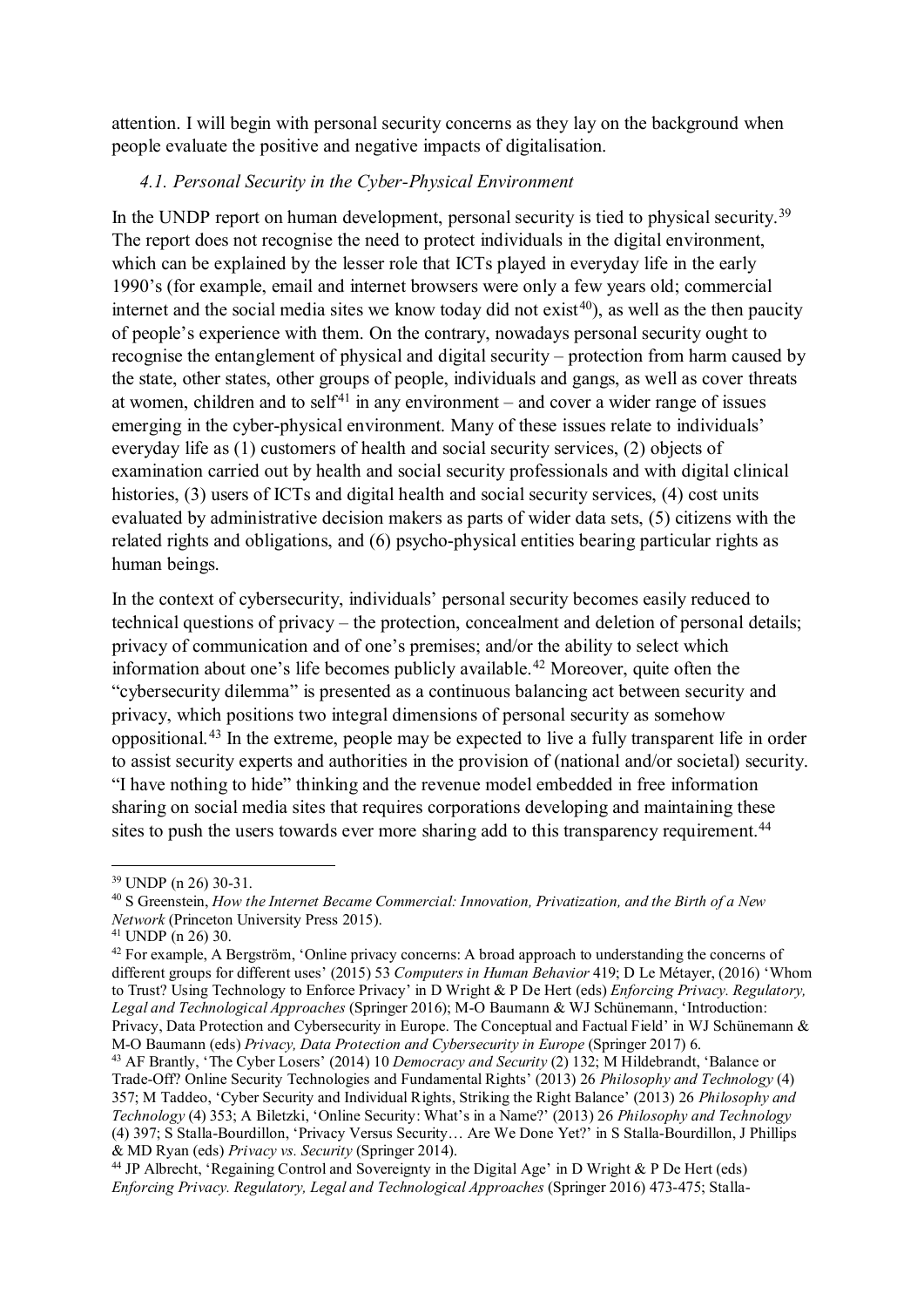attention. I will begin with personal security concerns as they lay on the background when people evaluate the positive and negative impacts of digitalisation.

### *4.1. Personal Security in the Cyber-Physical Environment*

In the UNDP report on human development, personal security is tied to physical security.[39] The report does not recognise the need to protect individuals in the digital environment, which can be explained by the lesser role that ICTs played in everyday life in the early 1990's (for example, email and internet browsers were only a few years old; commercial internet and the social media sites we know today did not exist[40]), as well as the then paucity of people's experience with them. On the contrary, nowadays personal security ought to recognise the entanglement of physical and digital security – protection from harm caused by the state, other states, other groups of people, individuals and gangs, as well as cover threats at women, children and to self[41] in any environment – and cover a wider range of issues emerging in the cyber-physical environment. Many of these issues relate to individuals' everyday life as (1) customers of health and social security services, (2) objects of examination carried out by health and social security professionals and with digital clinical histories, (3) users of ICTs and digital health and social security services, (4) cost units evaluated by administrative decision makers as parts of wider data sets, (5) citizens with the related rights and obligations, and (6) psycho-physical entities bearing particular rights as human beings.

In the context of cybersecurity, individuals' personal security becomes easily reduced to technical questions of privacy – the protection, concealment and deletion of personal details; privacy of communication and of one's premises; and/or the ability to select which information about one's life becomes publicly available.[42] Moreover, quite often the "cybersecurity dilemma" is presented as a continuous balancing act between security and privacy, which positions two integral dimensions of personal security as somehow oppositional.[43] In the extreme, people may be expected to live a fully transparent life in order to assist security experts and authorities in the provision of (national and/or societal) security. "I have nothing to hide" thinking and the revenue model embedded in free information sharing on social media sites that requires corporations developing and maintaining these sites to push the users towards ever more sharing add to this transparency requirement.[44]

---

[39] UNDP (n 26) 30-31.

[40] S Greenstein, *How the Internet Became Commercial: Innovation, Privatization, and the Birth of a New Network* (Princeton University Press 2015).

[41] UNDP (n 26) 30.

[42] For example, A Bergström, 'Online privacy concerns: A broad approach to understanding the concerns of different groups for different uses' (2015) 53 *Computers in Human Behavior* 419; D Le Métayer, (2016) 'Whom to Trust? Using Technology to Enforce Privacy' in D Wright & P De Hert (eds) *Enforcing Privacy. Regulatory, Legal and Technological Approaches* (Springer 2016); M-O Baumann & WJ Schünemann, 'Introduction: Privacy, Data Protection and Cybersecurity in Europe. The Conceptual and Factual Field' in WJ Schünemann & M-O Baumann (eds) *Privacy, Data Protection and Cybersecurity in Europe* (Springer 2017) 6.

[43] AF Brantly, 'The Cyber Losers' (2014) 10 *Democracy and Security* (2) 132; M Hildebrandt, 'Balance or Trade-Off? Online Security Technologies and Fundamental Rights' (2013) 26 *Philosophy and Technology* (4) 357; M Taddeo, 'Cyber Security and Individual Rights, Striking the Right Balance' (2013) 26 *Philosophy and Technology* (4) 353; A Biletzki, 'Online Security: What's in a Name?' (2013) 26 *Philosophy and Technology* (4) 397; S Stalla-Bourdillon, 'Privacy Versus Security… Are We Done Yet?' in S Stalla-Bourdillon, J Phillips & MD Ryan (eds) *Privacy vs. Security* (Springer 2014).

[44] JP Albrecht, 'Regaining Control and Sovereignty in the Digital Age' in D Wright & P De Hert (eds) *Enforcing Privacy. Regulatory, Legal and Technological Approaches* (Springer 2016) 473-475; Stalla-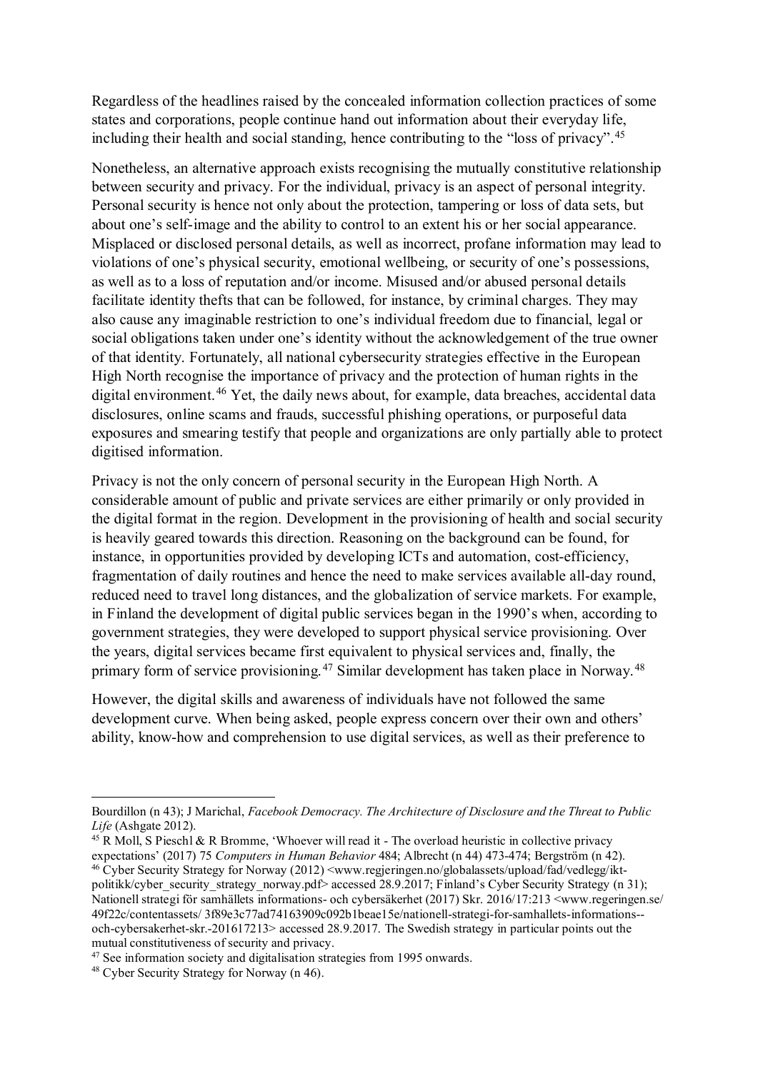Regardless of the headlines raised by the concealed information collection practices of some states and corporations, people continue hand out information about their everyday life, including their health and social standing, hence contributing to the "loss of privacy".[45]

Nonetheless, an alternative approach exists recognising the mutually constitutive relationship between security and privacy. For the individual, privacy is an aspect of personal integrity. Personal security is hence not only about the protection, tampering or loss of data sets, but about one's self-image and the ability to control to an extent his or her social appearance. Misplaced or disclosed personal details, as well as incorrect, profane information may lead to violations of one's physical security, emotional wellbeing, or security of one's possessions, as well as to a loss of reputation and/or income. Misused and/or abused personal details facilitate identity thefts that can be followed, for instance, by criminal charges. They may also cause any imaginable restriction to one's individual freedom due to financial, legal or social obligations taken under one's identity without the acknowledgement of the true owner of that identity. Fortunately, all national cybersecurity strategies effective in the European High North recognise the importance of privacy and the protection of human rights in the digital environment.[46] Yet, the daily news about, for example, data breaches, accidental data disclosures, online scams and frauds, successful phishing operations, or purposeful data exposures and smearing testify that people and organizations are only partially able to protect digitised information.

Privacy is not the only concern of personal security in the European High North. A considerable amount of public and private services are either primarily or only provided in the digital format in the region. Development in the provisioning of health and social security is heavily geared towards this direction. Reasoning on the background can be found, for instance, in opportunities provided by developing ICTs and automation, cost-efficiency, fragmentation of daily routines and hence the need to make services available all-day round, reduced need to travel long distances, and the globalization of service markets. For example, in Finland the development of digital public services began in the 1990's when, according to government strategies, they were developed to support physical service provisioning. Over the years, digital services became first equivalent to physical services and, finally, the primary form of service provisioning.[47] Similar development has taken place in Norway.[48]

However, the digital skills and awareness of individuals have not followed the same development curve. When being asked, people express concern over their own and others' ability, know-how and comprehension to use digital services, as well as their preference to

---

Bourdillon (n 43); J Marichal, *Facebook Democracy. The Architecture of Disclosure and the Threat to Public Life* (Ashgate 2012).

[45] R Moll, S Pieschl & R Bromme, 'Whoever will read it - The overload heuristic in collective privacy expectations' (2017) 75 *Computers in Human Behavior* 484; Albrecht (n 44) 473-474; Bergström (n 42).

[46] Cyber Security Strategy for Norway (2012) <www.regjeringen.no/globalassets/upload/fad/vedlegg/ikt-politikk/cyber_security_strategy_norway.pdf> accessed 28.9.2017; Finland's Cyber Security Strategy (n 31); Nationell strategi för samhällets informations- och cybersäkerhet (2017) Skr. 2016/17:213 <www.regeringen.se/49f22c/contentassets/ 3f89e3c77ad74163909c092b1beae15e/nationell-strategi-for-samhallets-informations--och-cybersakerhet-skr.-201617213> accessed 28.9.2017. The Swedish strategy in particular points out the mutual constitutiveness of security and privacy.

[47] See information society and digitalisation strategies from 1995 onwards.

[48] Cyber Security Strategy for Norway (n 46).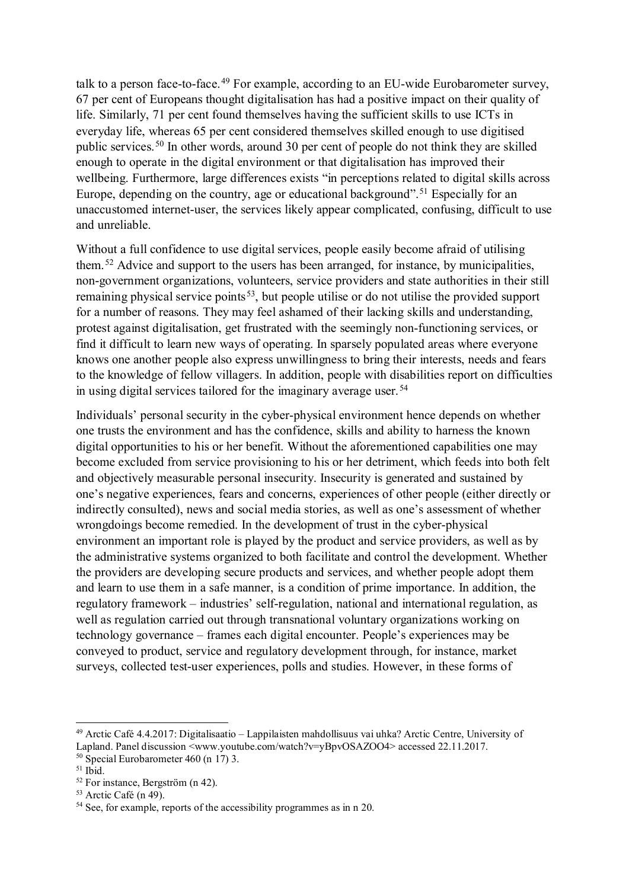talk to a person face-to-face.[49] For example, according to an EU-wide Eurobarometer survey, 67 per cent of Europeans thought digitalisation has had a positive impact on their quality of life. Similarly, 71 per cent found themselves having the sufficient skills to use ICTs in everyday life, whereas 65 per cent considered themselves skilled enough to use digitised public services.[50] In other words, around 30 per cent of people do not think they are skilled enough to operate in the digital environment or that digitalisation has improved their wellbeing. Furthermore, large differences exists "in perceptions related to digital skills across Europe, depending on the country, age or educational background".[51] Especially for an unaccustomed internet-user, the services likely appear complicated, confusing, difficult to use and unreliable.

Without a full confidence to use digital services, people easily become afraid of utilising them.[52] Advice and support to the users has been arranged, for instance, by municipalities, non-government organizations, volunteers, service providers and state authorities in their still remaining physical service points[53], but people utilise or do not utilise the provided support for a number of reasons. They may feel ashamed of their lacking skills and understanding, protest against digitalisation, get frustrated with the seemingly non-functioning services, or find it difficult to learn new ways of operating. In sparsely populated areas where everyone knows one another people also express unwillingness to bring their interests, needs and fears to the knowledge of fellow villagers. In addition, people with disabilities report on difficulties in using digital services tailored for the imaginary average user.[54]

Individuals' personal security in the cyber-physical environment hence depends on whether one trusts the environment and has the confidence, skills and ability to harness the known digital opportunities to his or her benefit. Without the aforementioned capabilities one may become excluded from service provisioning to his or her detriment, which feeds into both felt and objectively measurable personal insecurity. Insecurity is generated and sustained by one's negative experiences, fears and concerns, experiences of other people (either directly or indirectly consulted), news and social media stories, as well as one's assessment of whether wrongdoings become remedied. In the development of trust in the cyber-physical environment an important role is played by the product and service providers, as well as by the administrative systems organized to both facilitate and control the development. Whether the providers are developing secure products and services, and whether people adopt them and learn to use them in a safe manner, is a condition of prime importance. In addition, the regulatory framework – industries' self-regulation, national and international regulation, as well as regulation carried out through transnational voluntary organizations working on technology governance – frames each digital encounter. People's experiences may be conveyed to product, service and regulatory development through, for instance, market surveys, collected test-user experiences, polls and studies. However, in these forms of

---

[49] Arctic Café 4.4.2017: Digitalisaatio – Lappilaisten mahdollisuus vai uhka? Arctic Centre, University of Lapland. Panel discussion <www.youtube.com/watch?v=yBpvOSAZOO4> accessed 22.11.2017.

[50] Special Eurobarometer 460 (n 17) 3.

[51] Ibid.

[52] For instance, Bergström (n 42).

[53] Arctic Café (n 49).

[54] See, for example, reports of the accessibility programmes as in n 20.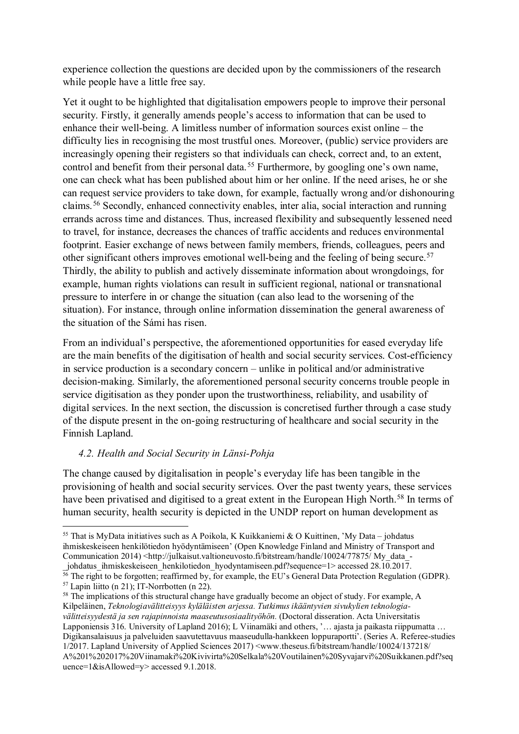experience collection the questions are decided upon by the commissioners of the research while people have a little free say.

Yet it ought to be highlighted that digitalisation empowers people to improve their personal security. Firstly, it generally amends people's access to information that can be used to enhance their well-being. A limitless number of information sources exist online – the difficulty lies in recognising the most trustful ones. Moreover, (public) service providers are increasingly opening their registers so that individuals can check, correct and, to an extent, control and benefit from their personal data.[55] Furthermore, by googling one's own name, one can check what has been published about him or her online. If the need arises, he or she can request service providers to take down, for example, factually wrong and/or dishonouring claims.[56] Secondly, enhanced connectivity enables, inter alia, social interaction and running errands across time and distances. Thus, increased flexibility and subsequently lessened need to travel, for instance, decreases the chances of traffic accidents and reduces environmental footprint. Easier exchange of news between family members, friends, colleagues, peers and other significant others improves emotional well-being and the feeling of being secure.[57] Thirdly, the ability to publish and actively disseminate information about wrongdoings, for example, human rights violations can result in sufficient regional, national or transnational pressure to interfere in or change the situation (can also lead to the worsening of the situation). For instance, through online information dissemination the general awareness of the situation of the Sámi has risen.

From an individual's perspective, the aforementioned opportunities for eased everyday life are the main benefits of the digitisation of health and social security services. Cost-efficiency in service production is a secondary concern – unlike in political and/or administrative decision-making. Similarly, the aforementioned personal security concerns trouble people in service digitisation as they ponder upon the trustworthiness, reliability, and usability of digital services. In the next section, the discussion is concretised further through a case study of the dispute present in the on-going restructuring of healthcare and social security in the Finnish Lapland.

### *4.2. Health and Social Security in Länsi-Pohja*

The change caused by digitalisation in people's everyday life has been tangible in the provisioning of health and social security services. Over the past twenty years, these services have been privatised and digitised to a great extent in the European High North.[58] In terms of human security, health security is depicted in the UNDP report on human development as

---

[55] That is MyData initiatives such as A Poikola, K Kuikkaniemi & O Kuittinen, 'My Data – johdatus ihmiskeskeiseen henkilötiedon hyödyntämiseen' (Open Knowledge Finland and Ministry of Transport and Communication 2014) <http://julkaisut.valtioneuvosto.fi/bitstream/handle/10024/77875/ My_data_-_johdatus_ihmiskeskeiseen_henkilotiedon_hyodyntamiseen.pdf?sequence=1> accessed 28.10.2017.

[56] The right to be forgotten; reaffirmed by, for example, the EU's General Data Protection Regulation (GDPR).

[57] Lapin liitto (n 21); IT-Norrbotten (n 22).

[58] The implications of this structural change have gradually become an object of study. For example, A Kilpeläinen, *Teknologiavälitteisyys kyläläisten arjessa. Tutkimus ikääntyvien sivukylien teknologiavälitteisyydestä ja sen rajapinnoista maaseutusosiaalityöhön.* (Doctoral disseration. Acta Universitatis Lapponiensis 316. University of Lapland 2016); L Viinamäki and others, '… ajasta ja paikasta riippumatta … Digikansalaisuus ja palveluiden saavutettavuus maaseudulla-hankkeen loppuraportti'. (Series A. Referee-studies 1/2017. Lapland University of Applied Sciences 2017) <www.theseus.fi/bitstream/handle/10024/137218/A%201%202017%20Viinamaki%20Kivivirta%20Selkala%20Voutilainen%20Syvajarvi%20Suikkanen.pdf?sequence=1&isAllowed=y> accessed 9.1.2018.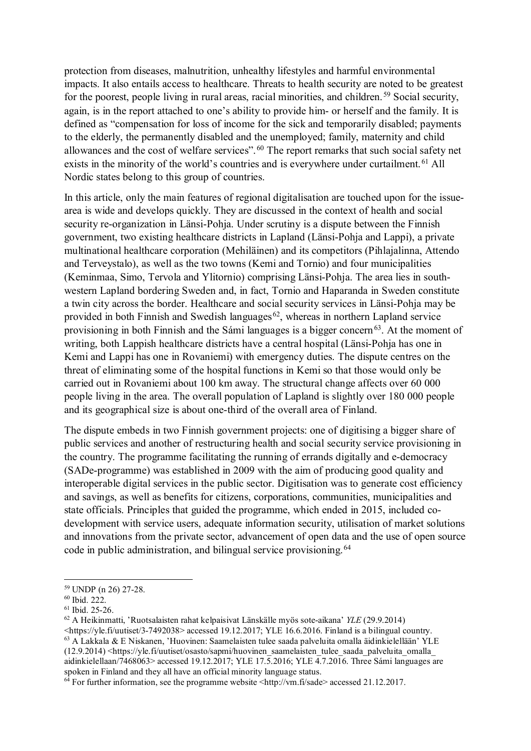protection from diseases, malnutrition, unhealthy lifestyles and harmful environmental impacts. It also entails access to healthcare. Threats to health security are noted to be greatest for the poorest, people living in rural areas, racial minorities, and children.[59] Social security, again, is in the report attached to one's ability to provide him- or herself and the family. It is defined as "compensation for loss of income for the sick and temporarily disabled; payments to the elderly, the permanently disabled and the unemployed; family, maternity and child allowances and the cost of welfare services".[60] The report remarks that such social safety net exists in the minority of the world's countries and is everywhere under curtailment.[61] All Nordic states belong to this group of countries.

In this article, only the main features of regional digitalisation are touched upon for the issue-area is wide and develops quickly. They are discussed in the context of health and social security re-organization in Länsi-Pohja. Under scrutiny is a dispute between the Finnish government, two existing healthcare districts in Lapland (Länsi-Pohja and Lappi), a private multinational healthcare corporation (Mehiläinen) and its competitors (Pihlajalinna, Attendo and Terveystalo), as well as the two towns (Kemi and Tornio) and four municipalities (Keminmaa, Simo, Tervola and Ylitornio) comprising Länsi-Pohja. The area lies in south-western Lapland bordering Sweden and, in fact, Tornio and Haparanda in Sweden constitute a twin city across the border. Healthcare and social security services in Länsi-Pohja may be provided in both Finnish and Swedish languages[62], whereas in northern Lapland service provisioning in both Finnish and the Sámi languages is a bigger concern[63]. At the moment of writing, both Lappish healthcare districts have a central hospital (Länsi-Pohja has one in Kemi and Lappi has one in Rovaniemi) with emergency duties. The dispute centres on the threat of eliminating some of the hospital functions in Kemi so that those would only be carried out in Rovaniemi about 100 km away. The structural change affects over 60 000 people living in the area. The overall population of Lapland is slightly over 180 000 people and its geographical size is about one-third of the overall area of Finland.

The dispute embeds in two Finnish government projects: one of digitising a bigger share of public services and another of restructuring health and social security service provisioning in the country. The programme facilitating the running of errands digitally and e-democracy (SADe-programme) was established in 2009 with the aim of producing good quality and interoperable digital services in the public sector. Digitisation was to generate cost efficiency and savings, as well as benefits for citizens, corporations, communities, municipalities and state officials. Principles that guided the programme, which ended in 2015, included co-development with service users, adequate information security, utilisation of market solutions and innovations from the private sector, advancement of open data and the use of open source code in public administration, and bilingual service provisioning.[64]

---

[59] UNDP (n 26) 27-28.

[60] Ibid. 222.

[61] Ibid. 25-26.

[62] A Heikinmatti, 'Ruotsalaisten rahat kelpaisivat Länskälle myös sote-aikana' *YLE* (29.9.2014) <https://yle.fi/uutiset/3-7492038> accessed 19.12.2017; YLE 16.6.2016. Finland is a bilingual country.

[63] A Lakkala & E Niskanen, 'Huovinen: Saamelaisten tulee saada palveluita omalla äidinkielellään' YLE (12.9.2014) <https://yle.fi/uutiset/osasto/sapmi/huovinen_saamelaisten_tulee_saada_palveluita_omalla_aidinkielellaan/7468063> accessed 19.12.2017; YLE 17.5.2016; YLE 4.7.2016. Three Sámi languages are spoken in Finland and they all have an official minority language status.

[64] For further information, see the programme website <http://vm.fi/sade> accessed 21.12.2017.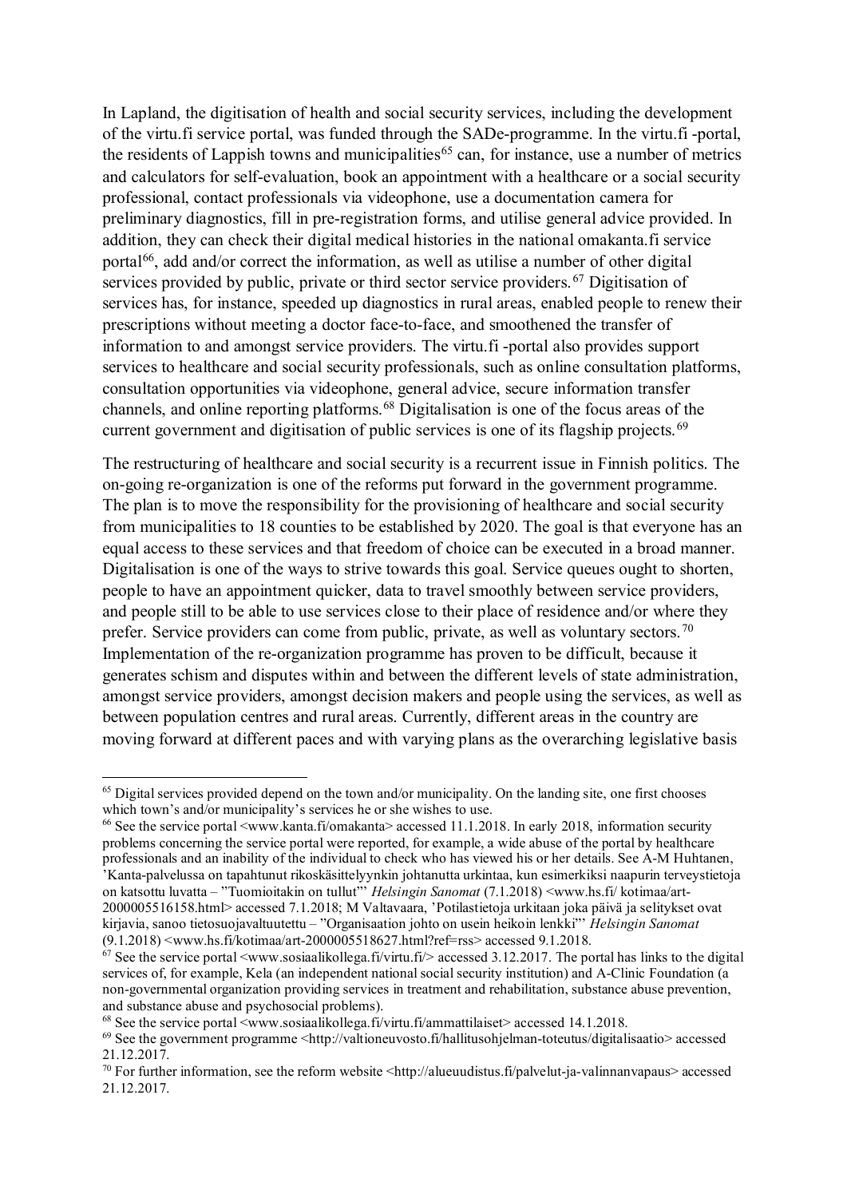In Lapland, the digitisation of health and social security services, including the development of the virtu.fi service portal, was funded through the SADe-programme. In the virtu.fi -portal, the residents of Lappish towns and municipalities[65] can, for instance, use a number of metrics and calculators for self-evaluation, book an appointment with a healthcare or a social security professional, contact professionals via videophone, use a documentation camera for preliminary diagnostics, fill in pre-registration forms, and utilise general advice provided. In addition, they can check their digital medical histories in the national omakanta.fi service portal[66], add and/or correct the information, as well as utilise a number of other digital services provided by public, private or third sector service providers.[67] Digitisation of services has, for instance, speeded up diagnostics in rural areas, enabled people to renew their prescriptions without meeting a doctor face-to-face, and smoothened the transfer of information to and amongst service providers. The virtu.fi -portal also provides support services to healthcare and social security professionals, such as online consultation platforms, consultation opportunities via videophone, general advice, secure information transfer channels, and online reporting platforms.[68] Digitalisation is one of the focus areas of the current government and digitisation of public services is one of its flagship projects.[69]

The restructuring of healthcare and social security is a recurrent issue in Finnish politics. The on-going re-organization is one of the reforms put forward in the government programme. The plan is to move the responsibility for the provisioning of healthcare and social security from municipalities to 18 counties to be established by 2020. The goal is that everyone has an equal access to these services and that freedom of choice can be executed in a broad manner. Digitalisation is one of the ways to strive towards this goal. Service queues ought to shorten, people to have an appointment quicker, data to travel smoothly between service providers, and people still to be able to use services close to their place of residence and/or where they prefer. Service providers can come from public, private, as well as voluntary sectors.[70] Implementation of the re-organization programme has proven to be difficult, because it generates schism and disputes within and between the different levels of state administration, amongst service providers, amongst decision makers and people using the services, as well as between population centres and rural areas. Currently, different areas in the country are moving forward at different paces and with varying plans as the overarching legislative basis

---

[65] Digital services provided depend on the town and/or municipality. On the landing site, one first chooses which town's and/or municipality's services he or she wishes to use.

[66] See the service portal <www.kanta.fi/omakanta> accessed 11.1.2018. In early 2018, information security problems concerning the service portal were reported, for example, a wide abuse of the portal by healthcare professionals and an inability of the individual to check who has viewed his or her details. See A-M Huhtanen, 'Kanta-palvelussa on tapahtunut rikoskäsittelyynkin johtanutta urkintaa, kun esimerkiksi naapurin terveystietoja on katsottu luvatta – "Tuomioitakin on tullut"' *Helsingin Sanomat* (7.1.2018) <www.hs.fi/ kotimaa/art-2000005516158.html> accessed 7.1.2018; M Valtavaara, 'Potilastietoja urkitaan joka päivä ja selitykset ovat kirjavia, sanoo tietosuojavaltuutettu – "Organisaation johto on usein heikoin lenkki"' *Helsingin Sanomat* (9.1.2018) <www.hs.fi/kotimaa/art-2000005518627.html?ref=rss> accessed 9.1.2018.

[67] See the service portal <www.sosiaalikollega.fi/virtu.fi/> accessed 3.12.2017. The portal has links to the digital services of, for example, Kela (an independent national social security institution) and A-Clinic Foundation (a non-governmental organization providing services in treatment and rehabilitation, substance abuse prevention, and substance abuse and psychosocial problems).

[68] See the service portal <www.sosiaalikollega.fi/virtu.fi/ammattilaiset> accessed 14.1.2018.

[69] See the government programme <http://valtioneuvosto.fi/hallitusohjelman-toteutus/digitalisaatio> accessed 21.12.2017.

[70] For further information, see the reform website <http://alueuudistus.fi/palvelut-ja-valinnanvapaus> accessed 21.12.2017.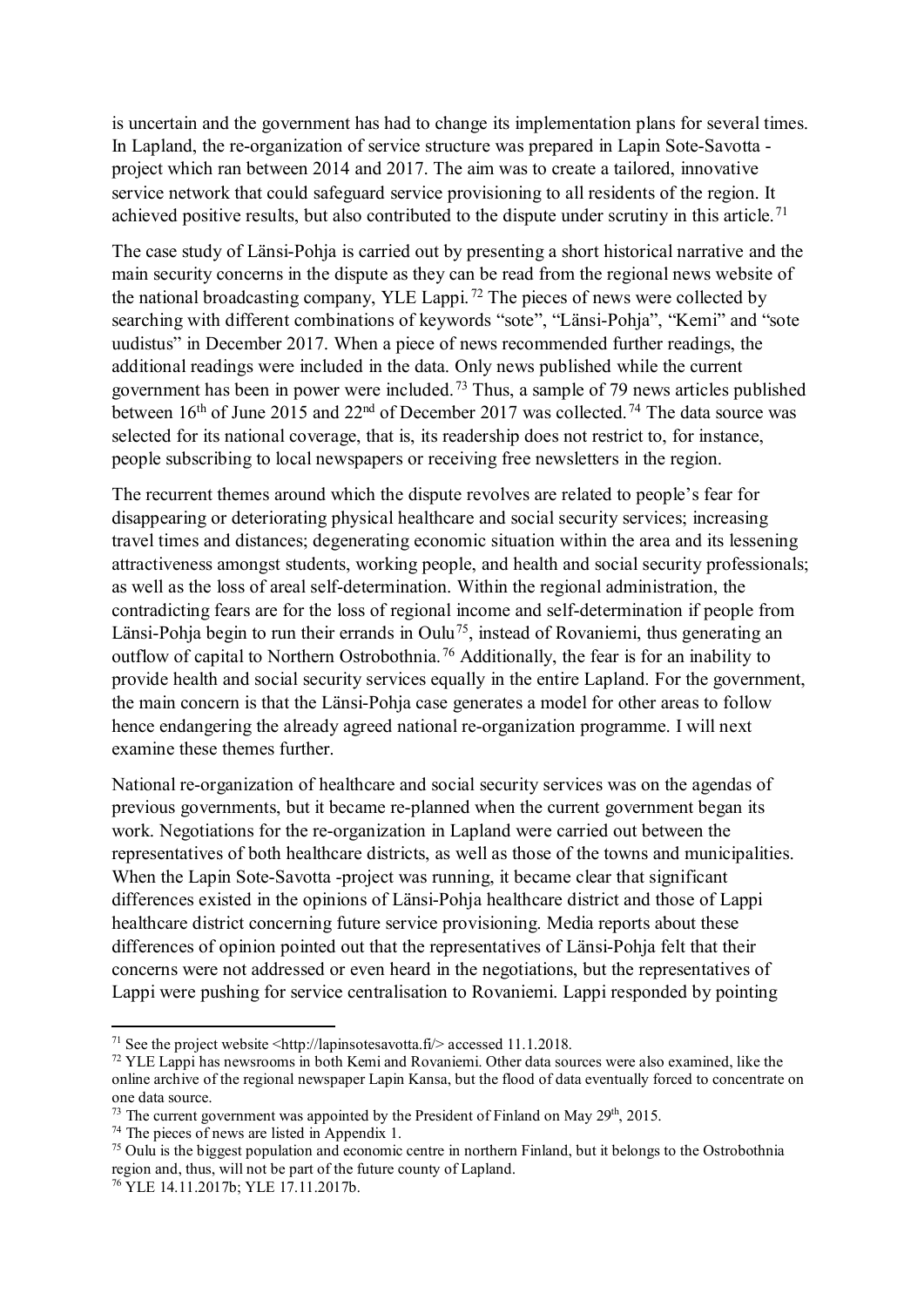is uncertain and the government has had to change its implementation plans for several times. In Lapland, the re-organization of service structure was prepared in Lapin Sote-Savotta -project which ran between 2014 and 2017. The aim was to create a tailored, innovative service network that could safeguard service provisioning to all residents of the region. It achieved positive results, but also contributed to the dispute under scrutiny in this article.[71]

The case study of Länsi-Pohja is carried out by presenting a short historical narrative and the main security concerns in the dispute as they can be read from the regional news website of the national broadcasting company, YLE Lappi.[72] The pieces of news were collected by searching with different combinations of keywords "sote", "Länsi-Pohja", "Kemi" and "sote uudistus" in December 2017. When a piece of news recommended further readings, the additional readings were included in the data. Only news published while the current government has been in power were included.[73] Thus, a sample of 79 news articles published between 16th of June 2015 and 22nd of December 2017 was collected.[74] The data source was selected for its national coverage, that is, its readership does not restrict to, for instance, people subscribing to local newspapers or receiving free newsletters in the region.

The recurrent themes around which the dispute revolves are related to people's fear for disappearing or deteriorating physical healthcare and social security services; increasing travel times and distances; degenerating economic situation within the area and its lessening attractiveness amongst students, working people, and health and social security professionals; as well as the loss of areal self-determination. Within the regional administration, the contradicting fears are for the loss of regional income and self-determination if people from Länsi-Pohja begin to run their errands in Oulu[75], instead of Rovaniemi, thus generating an outflow of capital to Northern Ostrobothnia.[76] Additionally, the fear is for an inability to provide health and social security services equally in the entire Lapland. For the government, the main concern is that the Länsi-Pohja case generates a model for other areas to follow hence endangering the already agreed national re-organization programme. I will next examine these themes further.

National re-organization of healthcare and social security services was on the agendas of previous governments, but it became re-planned when the current government began its work. Negotiations for the re-organization in Lapland were carried out between the representatives of both healthcare districts, as well as those of the towns and municipalities. When the Lapin Sote-Savotta -project was running, it became clear that significant differences existed in the opinions of Länsi-Pohja healthcare district and those of Lappi healthcare district concerning future service provisioning. Media reports about these differences of opinion pointed out that the representatives of Länsi-Pohja felt that their concerns were not addressed or even heard in the negotiations, but the representatives of Lappi were pushing for service centralisation to Rovaniemi. Lappi responded by pointing

---

[71] See the project website <http://lapinsotesavotta.fi/> accessed 11.1.2018.

[72] YLE Lappi has newsrooms in both Kemi and Rovaniemi. Other data sources were also examined, like the online archive of the regional newspaper Lapin Kansa, but the flood of data eventually forced to concentrate on one data source.

[73] The current government was appointed by the President of Finland on May 29th, 2015.

[74] The pieces of news are listed in Appendix 1.

[75] Oulu is the biggest population and economic centre in northern Finland, but it belongs to the Ostrobothnia region and, thus, will not be part of the future county of Lapland.

[76] YLE 14.11.2017b; YLE 17.11.2017b.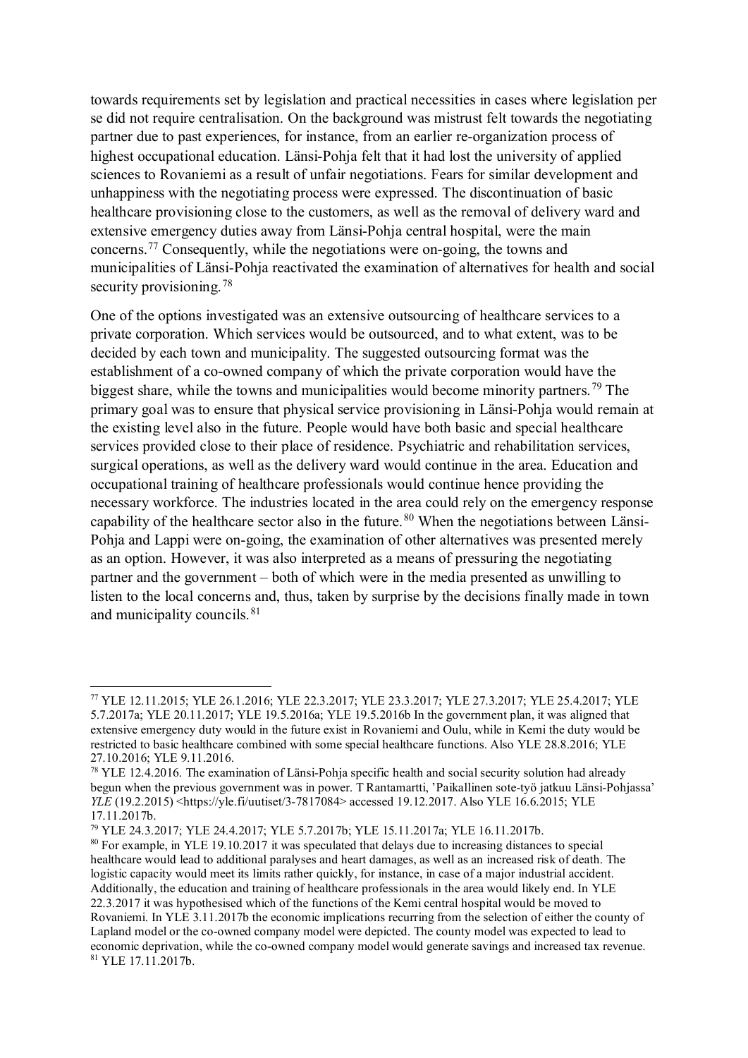towards requirements set by legislation and practical necessities in cases where legislation per se did not require centralisation. On the background was mistrust felt towards the negotiating partner due to past experiences, for instance, from an earlier re-organization process of highest occupational education. Länsi-Pohja felt that it had lost the university of applied sciences to Rovaniemi as a result of unfair negotiations. Fears for similar development and unhappiness with the negotiating process were expressed. The discontinuation of basic healthcare provisioning close to the customers, as well as the removal of delivery ward and extensive emergency duties away from Länsi-Pohja central hospital, were the main concerns.[77] Consequently, while the negotiations were on-going, the towns and municipalities of Länsi-Pohja reactivated the examination of alternatives for health and social security provisioning.[78]

One of the options investigated was an extensive outsourcing of healthcare services to a private corporation. Which services would be outsourced, and to what extent, was to be decided by each town and municipality. The suggested outsourcing format was the establishment of a co-owned company of which the private corporation would have the biggest share, while the towns and municipalities would become minority partners.[79] The primary goal was to ensure that physical service provisioning in Länsi-Pohja would remain at the existing level also in the future. People would have both basic and special healthcare services provided close to their place of residence. Psychiatric and rehabilitation services, surgical operations, as well as the delivery ward would continue in the area. Education and occupational training of healthcare professionals would continue hence providing the necessary workforce. The industries located in the area could rely on the emergency response capability of the healthcare sector also in the future.[80] When the negotiations between Länsi-Pohja and Lappi were on-going, the examination of other alternatives was presented merely as an option. However, it was also interpreted as a means of pressuring the negotiating partner and the government – both of which were in the media presented as unwilling to listen to the local concerns and, thus, taken by surprise by the decisions finally made in town and municipality councils.[81]

---

[77] YLE 12.11.2015; YLE 26.1.2016; YLE 22.3.2017; YLE 23.3.2017; YLE 27.3.2017; YLE 25.4.2017; YLE 5.7.2017a; YLE 20.11.2017; YLE 19.5.2016a; YLE 19.5.2016b In the government plan, it was aligned that extensive emergency duty would in the future exist in Rovaniemi and Oulu, while in Kemi the duty would be restricted to basic healthcare combined with some special healthcare functions. Also YLE 28.8.2016; YLE 27.10.2016; YLE 9.11.2016.

[78] YLE 12.4.2016. The examination of Länsi-Pohja specific health and social security solution had already begun when the previous government was in power. T Rantamartti, 'Paikallinen sote-työ jatkuu Länsi-Pohjassa' *YLE* (19.2.2015) <https://yle.fi/uutiset/3-7817084> accessed 19.12.2017. Also YLE 16.6.2015; YLE 17.11.2017b.

[79] YLE 24.3.2017; YLE 24.4.2017; YLE 5.7.2017b; YLE 15.11.2017a; YLE 16.11.2017b.

[80] For example, in YLE 19.10.2017 it was speculated that delays due to increasing distances to special healthcare would lead to additional paralyses and heart damages, as well as an increased risk of death. The logistic capacity would meet its limits rather quickly, for instance, in case of a major industrial accident. Additionally, the education and training of healthcare professionals in the area would likely end. In YLE 22.3.2017 it was hypothesised which of the functions of the Kemi central hospital would be moved to Rovaniemi. In YLE 3.11.2017b the economic implications recurring from the selection of either the county of Lapland model or the co-owned company model were depicted. The county model was expected to lead to economic deprivation, while the co-owned company model would generate savings and increased tax revenue.

[81] YLE 17.11.2017b.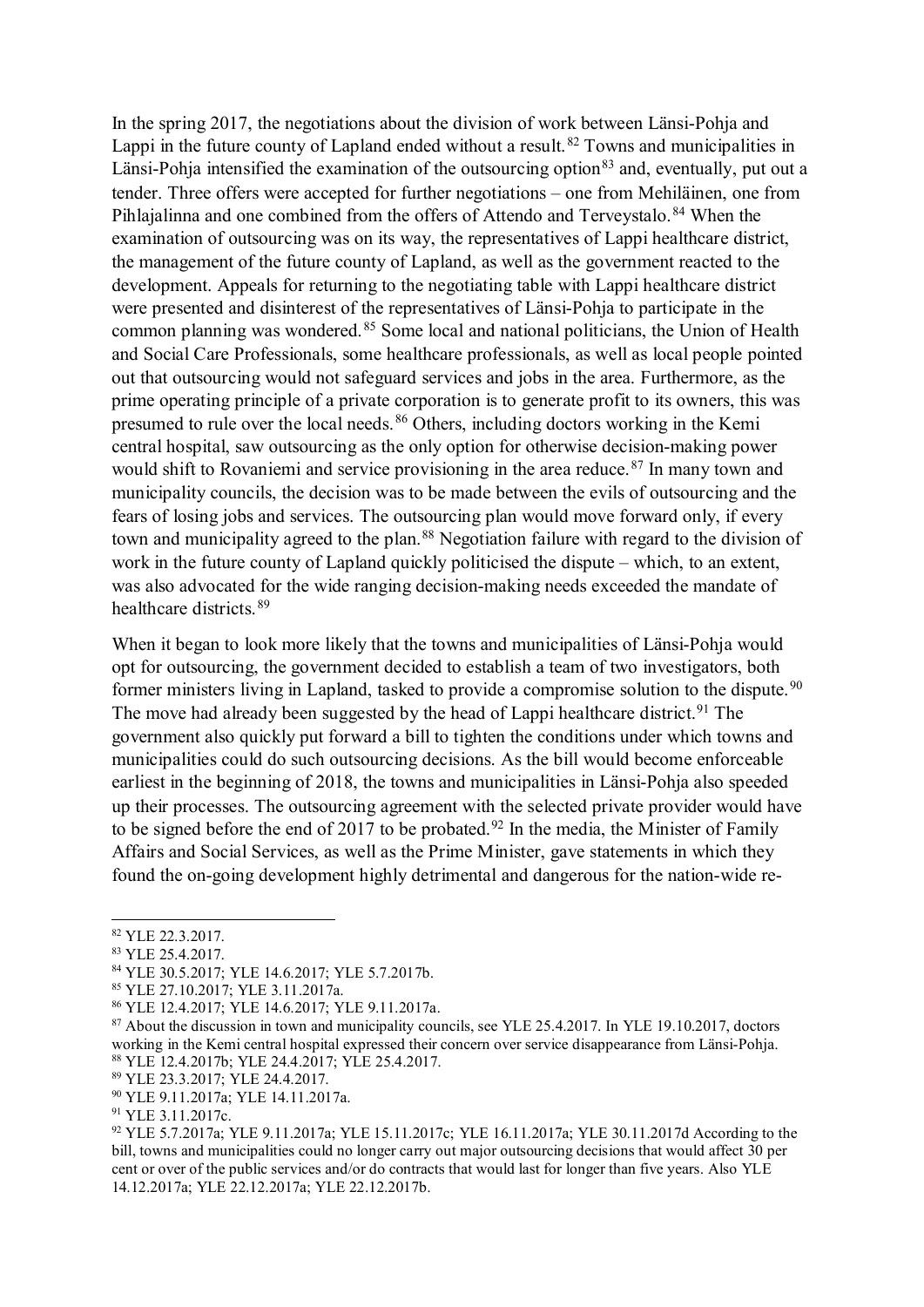In the spring 2017, the negotiations about the division of work between Länsi-Pohja and Lappi in the future county of Lapland ended without a result.[82] Towns and municipalities in Länsi-Pohja intensified the examination of the outsourcing option[83] and, eventually, put out a tender. Three offers were accepted for further negotiations – one from Mehiläinen, one from Pihlajalinna and one combined from the offers of Attendo and Terveystalo.[84] When the examination of outsourcing was on its way, the representatives of Lappi healthcare district, the management of the future county of Lapland, as well as the government reacted to the development. Appeals for returning to the negotiating table with Lappi healthcare district were presented and disinterest of the representatives of Länsi-Pohja to participate in the common planning was wondered.[85] Some local and national politicians, the Union of Health and Social Care Professionals, some healthcare professionals, as well as local people pointed out that outsourcing would not safeguard services and jobs in the area. Furthermore, as the prime operating principle of a private corporation is to generate profit to its owners, this was presumed to rule over the local needs.[86] Others, including doctors working in the Kemi central hospital, saw outsourcing as the only option for otherwise decision-making power would shift to Rovaniemi and service provisioning in the area reduce.[87] In many town and municipality councils, the decision was to be made between the evils of outsourcing and the fears of losing jobs and services. The outsourcing plan would move forward only, if every town and municipality agreed to the plan.[88] Negotiation failure with regard to the division of work in the future county of Lapland quickly politicised the dispute – which, to an extent, was also advocated for the wide ranging decision-making needs exceeded the mandate of healthcare districts.[89]

When it began to look more likely that the towns and municipalities of Länsi-Pohja would opt for outsourcing, the government decided to establish a team of two investigators, both former ministers living in Lapland, tasked to provide a compromise solution to the dispute.[90] The move had already been suggested by the head of Lappi healthcare district.[91] The government also quickly put forward a bill to tighten the conditions under which towns and municipalities could do such outsourcing decisions. As the bill would become enforceable earliest in the beginning of 2018, the towns and municipalities in Länsi-Pohja also speeded up their processes. The outsourcing agreement with the selected private provider would have to be signed before the end of 2017 to be probated.[92] In the media, the Minister of Family Affairs and Social Services, as well as the Prime Minister, gave statements in which they found the on-going development highly detrimental and dangerous for the nation-wide re-

---

[82] YLE 22.3.2017.

[83] YLE 25.4.2017.

[84] YLE 30.5.2017; YLE 14.6.2017; YLE 5.7.2017b.

[85] YLE 27.10.2017; YLE 3.11.2017a.

[86] YLE 12.4.2017; YLE 14.6.2017; YLE 9.11.2017a.

[87] About the discussion in town and municipality councils, see YLE 25.4.2017. In YLE 19.10.2017, doctors working in the Kemi central hospital expressed their concern over service disappearance from Länsi-Pohja.

[88] YLE 12.4.2017b; YLE 24.4.2017; YLE 25.4.2017.

[89] YLE 23.3.2017; YLE 24.4.2017.

[90] YLE 9.11.2017a; YLE 14.11.2017a.

[91] YLE 3.11.2017c.

[92] YLE 5.7.2017a; YLE 9.11.2017a; YLE 15.11.2017c; YLE 16.11.2017a; YLE 30.11.2017d According to the bill, towns and municipalities could no longer carry out major outsourcing decisions that would affect 30 per cent or over of the public services and/or do contracts that would last for longer than five years. Also YLE 14.12.2017a; YLE 22.12.2017a; YLE 22.12.2017b.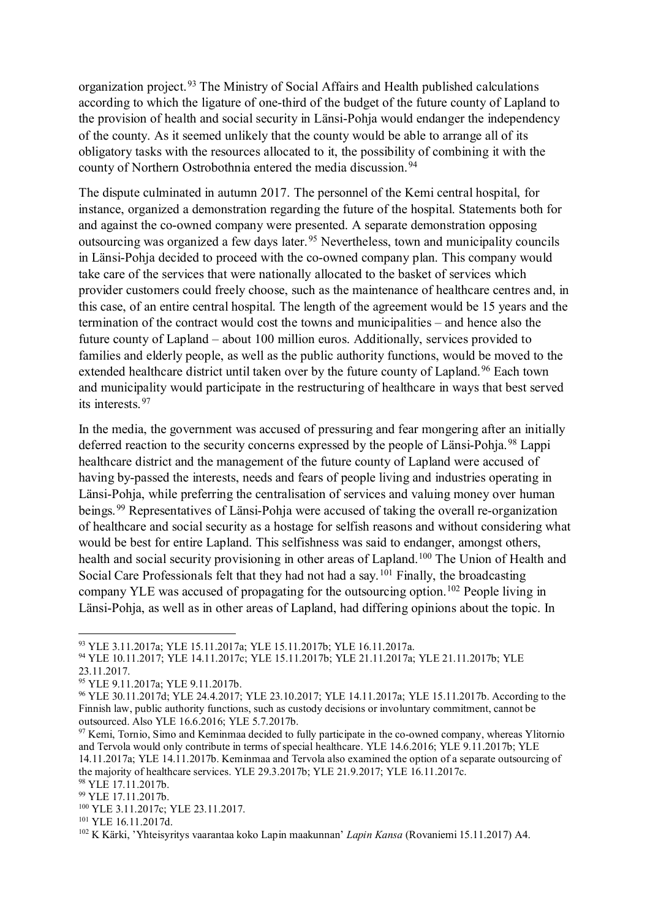organization project.[93] The Ministry of Social Affairs and Health published calculations according to which the ligature of one-third of the budget of the future county of Lapland to the provision of health and social security in Länsi-Pohja would endanger the independency of the county. As it seemed unlikely that the county would be able to arrange all of its obligatory tasks with the resources allocated to it, the possibility of combining it with the county of Northern Ostrobothnia entered the media discussion.[94]

The dispute culminated in autumn 2017. The personnel of the Kemi central hospital, for instance, organized a demonstration regarding the future of the hospital. Statements both for and against the co-owned company were presented. A separate demonstration opposing outsourcing was organized a few days later.[95] Nevertheless, town and municipality councils in Länsi-Pohja decided to proceed with the co-owned company plan. This company would take care of the services that were nationally allocated to the basket of services which provider customers could freely choose, such as the maintenance of healthcare centres and, in this case, of an entire central hospital. The length of the agreement would be 15 years and the termination of the contract would cost the towns and municipalities – and hence also the future county of Lapland – about 100 million euros. Additionally, services provided to families and elderly people, as well as the public authority functions, would be moved to the extended healthcare district until taken over by the future county of Lapland.[96] Each town and municipality would participate in the restructuring of healthcare in ways that best served its interests.[97]

In the media, the government was accused of pressuring and fear mongering after an initially deferred reaction to the security concerns expressed by the people of Länsi-Pohja.[98] Lappi healthcare district and the management of the future county of Lapland were accused of having by-passed the interests, needs and fears of people living and industries operating in Länsi-Pohja, while preferring the centralisation of services and valuing money over human beings.[99] Representatives of Länsi-Pohja were accused of taking the overall re-organization of healthcare and social security as a hostage for selfish reasons and without considering what would be best for entire Lapland. This selfishness was said to endanger, amongst others, health and social security provisioning in other areas of Lapland.[100] The Union of Health and Social Care Professionals felt that they had not had a say.[101] Finally, the broadcasting company YLE was accused of propagating for the outsourcing option.[102] People living in Länsi-Pohja, as well as in other areas of Lapland, had differing opinions about the topic. In

---

[93] YLE 3.11.2017a; YLE 15.11.2017a; YLE 15.11.2017b; YLE 16.11.2017a.

[94] YLE 10.11.2017; YLE 14.11.2017c; YLE 15.11.2017b; YLE 21.11.2017a; YLE 21.11.2017b; YLE 23.11.2017.

[95] YLE 9.11.2017a; YLE 9.11.2017b.

[96] YLE 30.11.2017d; YLE 24.4.2017; YLE 23.10.2017; YLE 14.11.2017a; YLE 15.11.2017b. According to the Finnish law, public authority functions, such as custody decisions or involuntary commitment, cannot be outsourced. Also YLE 16.6.2016; YLE 5.7.2017b.

[97] Kemi, Tornio, Simo and Keminmaa decided to fully participate in the co-owned company, whereas Ylitornio and Tervola would only contribute in terms of special healthcare. YLE 14.6.2016; YLE 9.11.2017b; YLE 14.11.2017a; YLE 14.11.2017b. Keminmaa and Tervola also examined the option of a separate outsourcing of the majority of healthcare services. YLE 29.3.2017b; YLE 21.9.2017; YLE 16.11.2017c.

[98] YLE 17.11.2017b.

[99] YLE 17.11.2017b.

[100] YLE 3.11.2017c; YLE 23.11.2017.

[101] YLE 16.11.2017d.

[102] K Kärki, 'Yhteisyritys vaarantaa koko Lapin maakunnan' *Lapin Kansa* (Rovaniemi 15.11.2017) A4.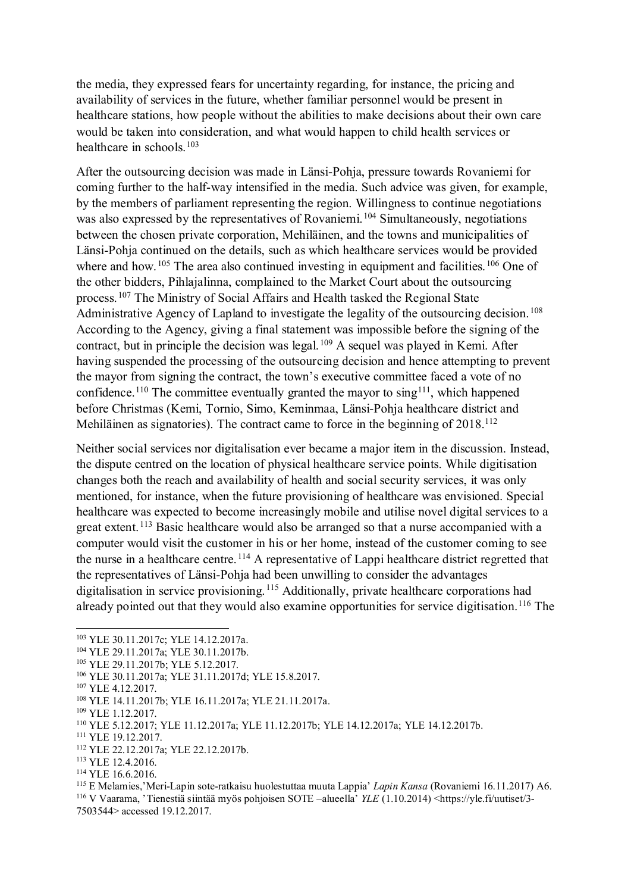the media, they expressed fears for uncertainty regarding, for instance, the pricing and availability of services in the future, whether familiar personnel would be present in healthcare stations, how people without the abilities to make decisions about their own care would be taken into consideration, and what would happen to child health services or healthcare in schools.[103]

After the outsourcing decision was made in Länsi-Pohja, pressure towards Rovaniemi for coming further to the half-way intensified in the media. Such advice was given, for example, by the members of parliament representing the region. Willingness to continue negotiations was also expressed by the representatives of Rovaniemi.[104] Simultaneously, negotiations between the chosen private corporation, Mehiläinen, and the towns and municipalities of Länsi-Pohja continued on the details, such as which healthcare services would be provided where and how.[105] The area also continued investing in equipment and facilities.[106] One of the other bidders, Pihlajalinna, complained to the Market Court about the outsourcing process.[107] The Ministry of Social Affairs and Health tasked the Regional State Administrative Agency of Lapland to investigate the legality of the outsourcing decision.[108] According to the Agency, giving a final statement was impossible before the signing of the contract, but in principle the decision was legal.[109] A sequel was played in Kemi. After having suspended the processing of the outsourcing decision and hence attempting to prevent the mayor from signing the contract, the town's executive committee faced a vote of no confidence.[110] The committee eventually granted the mayor to sing[111], which happened before Christmas (Kemi, Tornio, Simo, Keminmaa, Länsi-Pohja healthcare district and Mehiläinen as signatories). The contract came to force in the beginning of 2018.[112]

Neither social services nor digitalisation ever became a major item in the discussion. Instead, the dispute centred on the location of physical healthcare service points. While digitisation changes both the reach and availability of health and social security services, it was only mentioned, for instance, when the future provisioning of healthcare was envisioned. Special healthcare was expected to become increasingly mobile and utilise novel digital services to a great extent.[113] Basic healthcare would also be arranged so that a nurse accompanied with a computer would visit the customer in his or her home, instead of the customer coming to see the nurse in a healthcare centre.[114] A representative of Lappi healthcare district regretted that the representatives of Länsi-Pohja had been unwilling to consider the advantages digitalisation in service provisioning.[115] Additionally, private healthcare corporations had already pointed out that they would also examine opportunities for service digitisation.[116] The

---

[103] YLE 30.11.2017c; YLE 14.12.2017a.

[104] YLE 29.11.2017a; YLE 30.11.2017b.

[105] YLE 29.11.2017b; YLE 5.12.2017.

[106] YLE 30.11.2017a; YLE 31.11.2017d; YLE 15.8.2017.

[107] YLE 4.12.2017.

[108] YLE 14.11.2017b; YLE 16.11.2017a; YLE 21.11.2017a.

[109] YLE 1.12.2017.

[110] YLE 5.12.2017; YLE 11.12.2017a; YLE 11.12.2017b; YLE 14.12.2017a; YLE 14.12.2017b.

[111] YLE 19.12.2017.

[112] YLE 22.12.2017a; YLE 22.12.2017b.

[113] YLE 12.4.2016.

[114] YLE 16.6.2016.

[115] E Melamies,'Meri-Lapin sote-ratkaisu huolestuttaa muuta Lappia' *Lapin Kansa* (Rovaniemi 16.11.2017) A6.

[116] V Vaarama, 'Tienestiä siintää myös pohjoisen SOTE –alueella' *YLE* (1.10.2014) <https://yle.fi/uutiset/3-7503544> accessed 19.12.2017.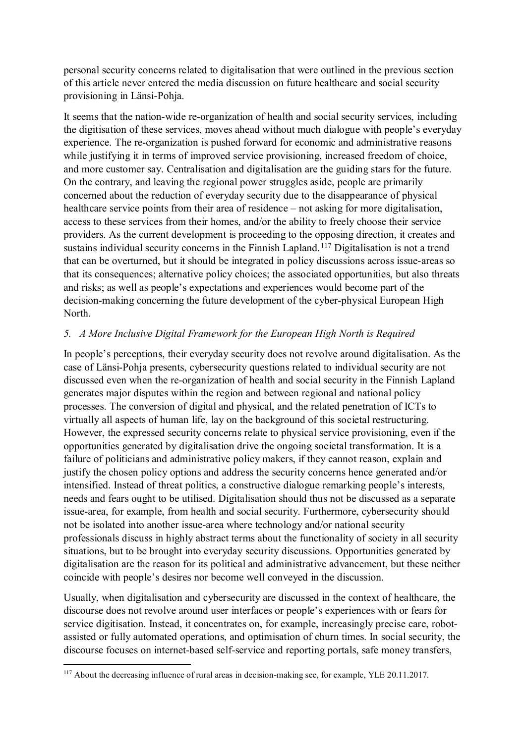personal security concerns related to digitalisation that were outlined in the previous section of this article never entered the media discussion on future healthcare and social security provisioning in Länsi-Pohja.

It seems that the nation-wide re-organization of health and social security services, including the digitisation of these services, moves ahead without much dialogue with people's everyday experience. The re-organization is pushed forward for economic and administrative reasons while justifying it in terms of improved service provisioning, increased freedom of choice, and more customer say. Centralisation and digitalisation are the guiding stars for the future. On the contrary, and leaving the regional power struggles aside, people are primarily concerned about the reduction of everyday security due to the disappearance of physical healthcare service points from their area of residence – not asking for more digitalisation, access to these services from their homes, and/or the ability to freely choose their service providers. As the current development is proceeding to the opposing direction, it creates and sustains individual security concerns in the Finnish Lapland.[117] Digitalisation is not a trend that can be overturned, but it should be integrated in policy discussions across issue-areas so that its consequences; alternative policy choices; the associated opportunities, but also threats and risks; as well as people's expectations and experiences would become part of the decision-making concerning the future development of the cyber-physical European High North.

### *5. A More Inclusive Digital Framework for the European High North is Required*

In people's perceptions, their everyday security does not revolve around digitalisation. As the case of Länsi-Pohja presents, cybersecurity questions related to individual security are not discussed even when the re-organization of health and social security in the Finnish Lapland generates major disputes within the region and between regional and national policy processes. The conversion of digital and physical, and the related penetration of ICTs to virtually all aspects of human life, lay on the background of this societal restructuring. However, the expressed security concerns relate to physical service provisioning, even if the opportunities generated by digitalisation drive the ongoing societal transformation. It is a failure of politicians and administrative policy makers, if they cannot reason, explain and justify the chosen policy options and address the security concerns hence generated and/or intensified. Instead of threat politics, a constructive dialogue remarking people's interests, needs and fears ought to be utilised. Digitalisation should thus not be discussed as a separate issue-area, for example, from health and social security. Furthermore, cybersecurity should not be isolated into another issue-area where technology and/or national security professionals discuss in highly abstract terms about the functionality of society in all security situations, but to be brought into everyday security discussions. Opportunities generated by digitalisation are the reason for its political and administrative advancement, but these neither coincide with people's desires nor become well conveyed in the discussion.

Usually, when digitalisation and cybersecurity are discussed in the context of healthcare, the discourse does not revolve around user interfaces or people's experiences with or fears for service digitisation. Instead, it concentrates on, for example, increasingly precise care, robot-assisted or fully automated operations, and optimisation of churn times. In social security, the discourse focuses on internet-based self-service and reporting portals, safe money transfers,

[117] About the decreasing influence of rural areas in decision-making see, for example, YLE 20.11.2017.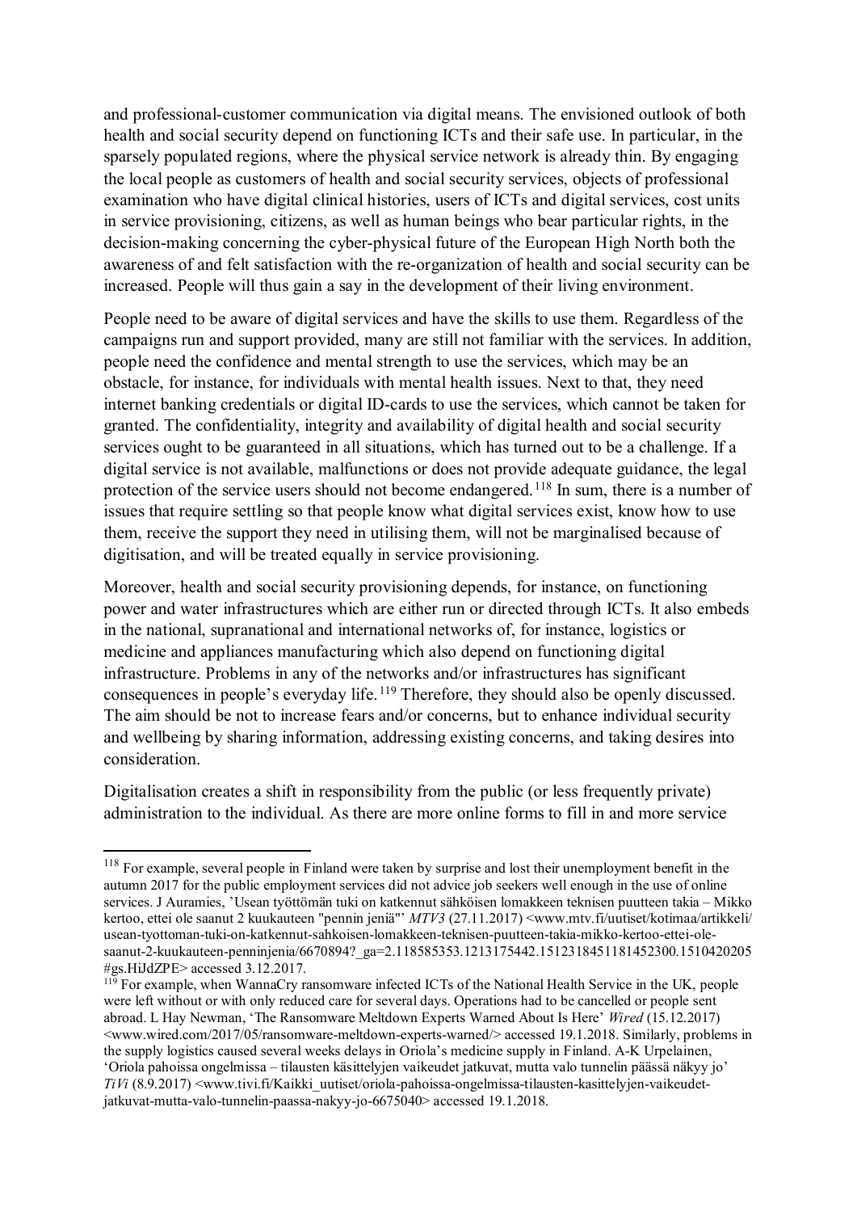and professional-customer communication via digital means. The envisioned outlook of both health and social security depend on functioning ICTs and their safe use. In particular, in the sparsely populated regions, where the physical service network is already thin. By engaging the local people as customers of health and social security services, objects of professional examination who have digital clinical histories, users of ICTs and digital services, cost units in service provisioning, citizens, as well as human beings who bear particular rights, in the decision-making concerning the cyber-physical future of the European High North both the awareness of and felt satisfaction with the re-organization of health and social security can be increased. People will thus gain a say in the development of their living environment.

People need to be aware of digital services and have the skills to use them. Regardless of the campaigns run and support provided, many are still not familiar with the services. In addition, people need the confidence and mental strength to use the services, which may be an obstacle, for instance, for individuals with mental health issues. Next to that, they need internet banking credentials or digital ID-cards to use the services, which cannot be taken for granted. The confidentiality, integrity and availability of digital health and social security services ought to be guaranteed in all situations, which has turned out to be a challenge. If a digital service is not available, malfunctions or does not provide adequate guidance, the legal protection of the service users should not become endangered.[118] In sum, there is a number of issues that require settling so that people know what digital services exist, know how to use them, receive the support they need in utilising them, will not be marginalised because of digitisation, and will be treated equally in service provisioning.

Moreover, health and social security provisioning depends, for instance, on functioning power and water infrastructures which are either run or directed through ICTs. It also embeds in the national, supranational and international networks of, for instance, logistics or medicine and appliances manufacturing which also depend on functioning digital infrastructure. Problems in any of the networks and/or infrastructures has significant consequences in people's everyday life.[119] Therefore, they should also be openly discussed. The aim should be not to increase fears and/or concerns, but to enhance individual security and wellbeing by sharing information, addressing existing concerns, and taking desires into consideration.

Digitalisation creates a shift in responsibility from the public (or less frequently private) administration to the individual. As there are more online forms to fill in and more service

---

[118] For example, several people in Finland were taken by surprise and lost their unemployment benefit in the autumn 2017 for the public employment services did not advice job seekers well enough in the use of online services. J Auramies, 'Usean työttömän tuki on katkennut sähköisen lomakkeen teknisen puutteen takia – Mikko kertoo, ettei ole saanut 2 kuukauteen "pennin jeniä"' *MTV3* (27.11.2017) <www.mtv.fi/uutiset/kotimaa/artikkeli/usean-tyottoman-tuki-on-katkennut-sahkoisen-lomakkeen-teknisen-puutteen-takia-mikko-kertoo-ettei-ole-saanut-2-kuukauteen-penninjenia/6670894?_ga=2.118585353.1213175442.1512318451181452300.1510420205#gs.HiJdZPE> accessed 3.12.2017.

[119] For example, when WannaCry ransomware infected ICTs of the National Health Service in the UK, people were left without or with only reduced care for several days. Operations had to be cancelled or people sent abroad. L Hay Newman, 'The Ransomware Meltdown Experts Warned About Is Here' *Wired* (15.12.2017) <www.wired.com/2017/05/ransomware-meltdown-experts-warned/> accessed 19.1.2018. Similarly, problems in the supply logistics caused several weeks delays in Oriola's medicine supply in Finland. A-K Urpelainen, 'Oriola pahoissa ongelmissa – tilausten käsittelyjen vaikeudet jatkuvat, mutta valo tunnelin päässä näkyy jo' *TiVi* (8.9.2017) <www.tivi.fi/Kaikki_uutiset/oriola-pahoissa-ongelmissa-tilausten-kasittelyjen-vaikeudet-jatkuvat-mutta-valo-tunnelin-paassa-nakyy-jo-6675040> accessed 19.1.2018.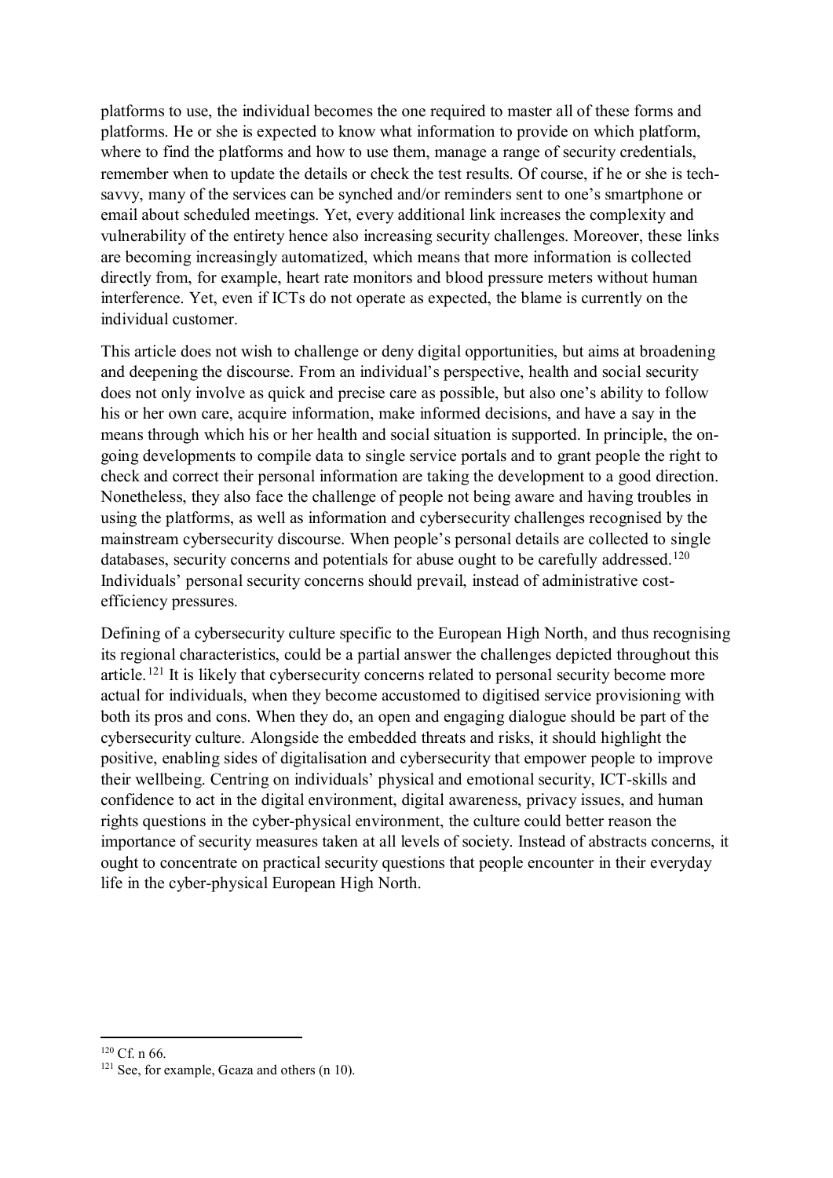platforms to use, the individual becomes the one required to master all of these forms and platforms. He or she is expected to know what information to provide on which platform, where to find the platforms and how to use them, manage a range of security credentials, remember when to update the details or check the test results. Of course, if he or she is tech-savvy, many of the services can be synched and/or reminders sent to one's smartphone or email about scheduled meetings. Yet, every additional link increases the complexity and vulnerability of the entirety hence also increasing security challenges. Moreover, these links are becoming increasingly automatized, which means that more information is collected directly from, for example, heart rate monitors and blood pressure meters without human interference. Yet, even if ICTs do not operate as expected, the blame is currently on the individual customer.

This article does not wish to challenge or deny digital opportunities, but aims at broadening and deepening the discourse. From an individual's perspective, health and social security does not only involve as quick and precise care as possible, but also one's ability to follow his or her own care, acquire information, make informed decisions, and have a say in the means through which his or her health and social situation is supported. In principle, the on-going developments to compile data to single service portals and to grant people the right to check and correct their personal information are taking the development to a good direction. Nonetheless, they also face the challenge of people not being aware and having troubles in using the platforms, as well as information and cybersecurity challenges recognised by the mainstream cybersecurity discourse. When people's personal details are collected to single databases, security concerns and potentials for abuse ought to be carefully addressed.[120] Individuals' personal security concerns should prevail, instead of administrative cost-efficiency pressures.

Defining of a cybersecurity culture specific to the European High North, and thus recognising its regional characteristics, could be a partial answer the challenges depicted throughout this article.[121] It is likely that cybersecurity concerns related to personal security become more actual for individuals, when they become accustomed to digitised service provisioning with both its pros and cons. When they do, an open and engaging dialogue should be part of the cybersecurity culture. Alongside the embedded threats and risks, it should highlight the positive, enabling sides of digitalisation and cybersecurity that empower people to improve their wellbeing. Centring on individuals' physical and emotional security, ICT-skills and confidence to act in the digital environment, digital awareness, privacy issues, and human rights questions in the cyber-physical environment, the culture could better reason the importance of security measures taken at all levels of society. Instead of abstracts concerns, it ought to concentrate on practical security questions that people encounter in their everyday life in the cyber-physical European High North.

---

[120] Cf. n 66.

[121] See, for example, Gcaza and others (n 10).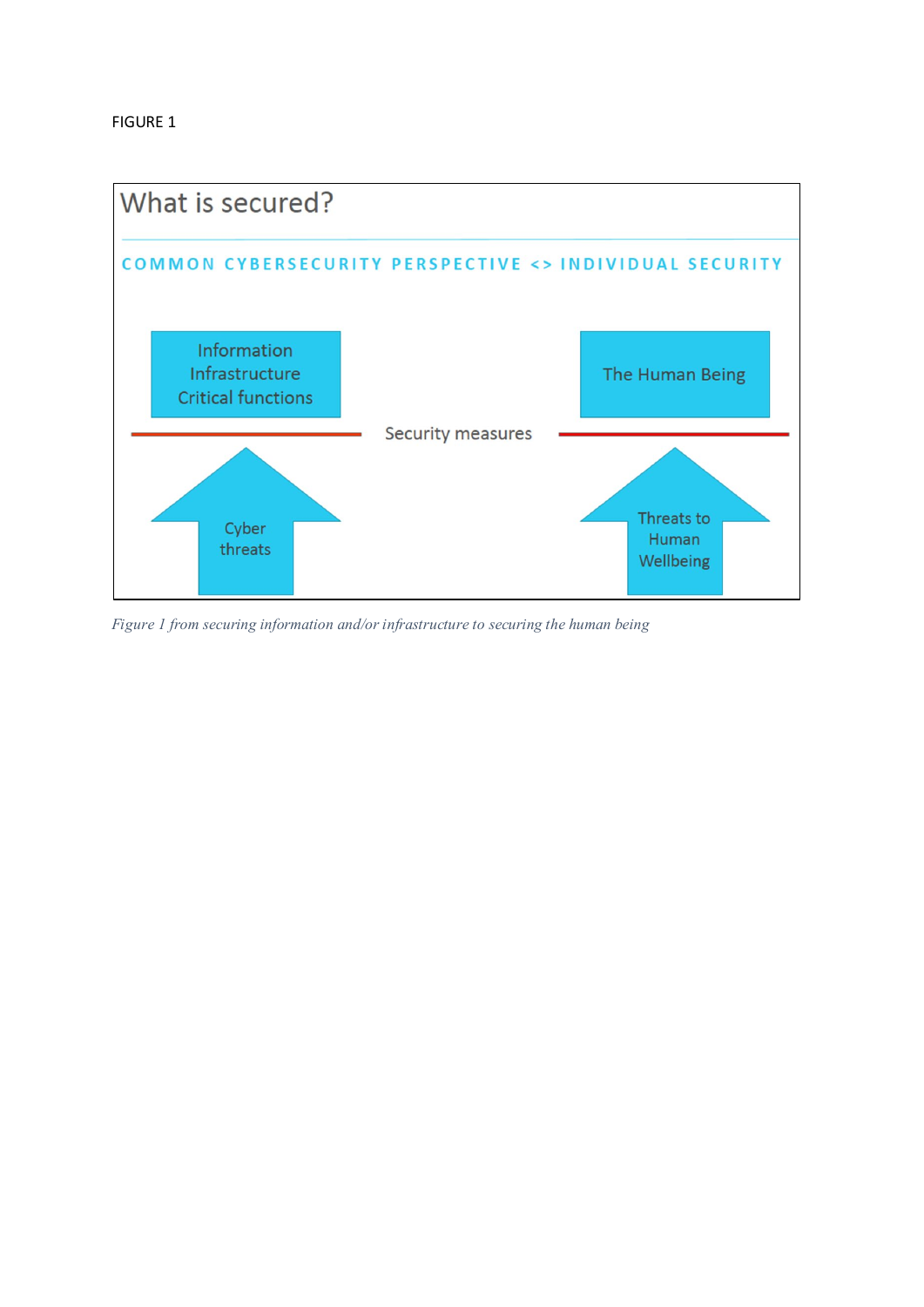FIGURE 1

What is secured?

COMMON CYBERSECURITY PERSPECTIVE <> INDIVIDUAL SECURITY

Information Infrastructure Critical functions

The Human Being

Security measures

Cyber threats

Threats to Human Wellbeing

*Figure 1 from securing information and/or infrastructure to securing the human being*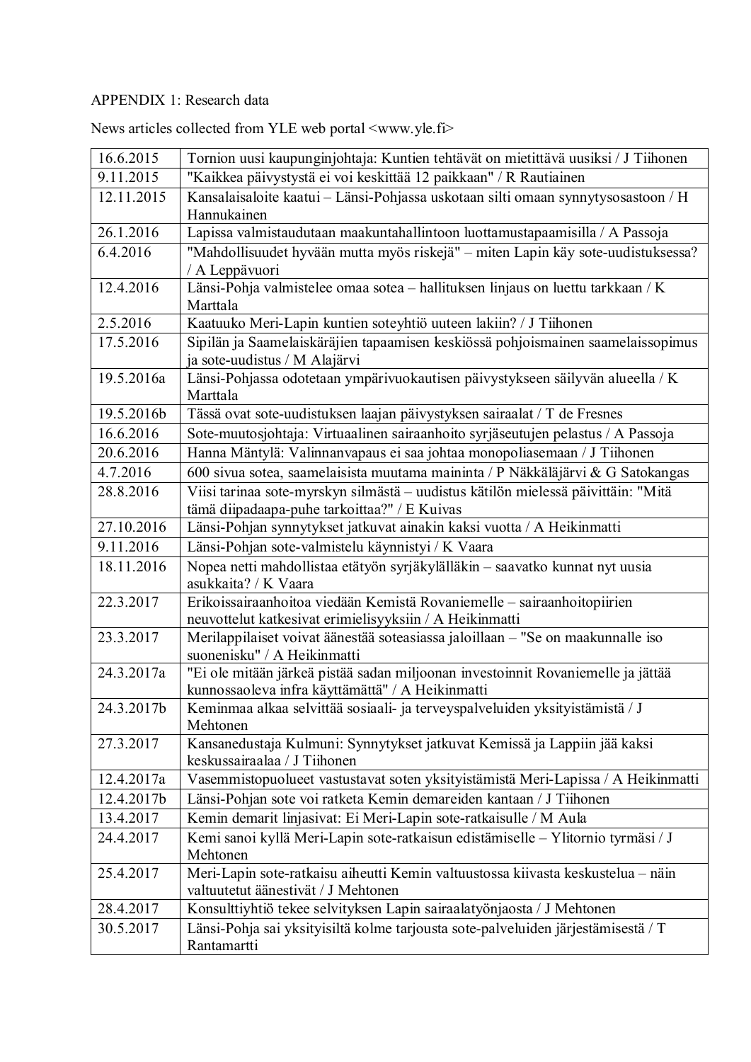APPENDIX 1: Research data

News articles collected from YLE web portal <www.yle.fi>

| | |
|---|---|
| 16.6.2015 | Tornion uusi kaupunginjohtaja: Kuntien tehtävät on mietittävä uusiksi / J Tiihonen |
| 9.11.2015 | "Kaikkea päivystystä ei voi keskittää 12 paikkaan" / R Rautiainen |
| 12.11.2015 | Kansalaisaloite kaatui – Länsi-Pohjassa uskotaan silti omaan synnytysosastoon / H Hannukainen |
| 26.1.2016 | Lapissa valmistaudutaan maakuntahallintoon luottamustapaamisilla / A Passoja |
| 6.4.2016 | "Mahdollisuudet hyvään mutta myös riskejä" – miten Lapin käy sote-uudistuksessa? / A Leppävuori |
| 12.4.2016 | Länsi-Pohja valmistelee omaa sotea – hallituksen linjaus on luettu tarkkaan / K Marttala |
| 2.5.2016 | Kaatuuko Meri-Lapin kuntien soteyhtiö uuteen lakiin? / J Tiihonen |
| 17.5.2016 | Sipilän ja Saamelaiskäräjien tapaamisen keskiössä pohjoismainen saamelaissopimus ja sote-uudistus / M Alajärvi |
| 19.5.2016a | Länsi-Pohjassa odotetaan ympärivuokautisen päivystykseen säilyvän alueella / K Marttala |
| 19.5.2016b | Tässä ovat sote-uudistuksen laajan päivystyksen sairaalat / T de Fresnes |
| 16.6.2016 | Sote-muutosjohtaja: Virtuaalinen sairaanhoito syrjäseutujen pelastus / A Passoja |
| 20.6.2016 | Hanna Mäntylä: Valinnanvapaus ei saa johtaa monopoliasemaan / J Tiihonen |
| 4.7.2016 | 600 sivua sotea, saamelaisista muutama maininta / P Näkkäläjärvi & G Satokangas |
| 28.8.2016 | Viisi tarinaa sote-myrskyn silmästä – uudistus kätilön mielessä päivittäin: "Mitä tämä diipadaapa-puhe tarkoittaa?" / E Kuivas |
| 27.10.2016 | Länsi-Pohjan synnytykset jatkuvat ainakin kaksi vuotta / A Heikinmatti |
| 9.11.2016 | Länsi-Pohjan sote-valmistelu käynnistyi / K Vaara |
| 18.11.2016 | Nopea netti mahdollistaa etätyön syrjäkylälläkin – saavatko kunnat nyt uusia asukkaita? / K Vaara |
| 22.3.2017 | Erikoissairaanhoitoa viedään Kemistä Rovaniemelle – sairaanhoitopiirien neuvottelut katkesivat erimielisyyksiin / A Heikinmatti |
| 23.3.2017 | Merilappilaiset voivat äänestää soteasiassa jaloillaan – "Se on maakunnalle iso suonenisku" / A Heikinmatti |
| 24.3.2017a | "Ei ole mitään järkeä pistää sadan miljoonan investoinnit Rovaniemelle ja jättää kunnossaoleva infra käyttämättä" / A Heikinmatti |
| 24.3.2017b | Keminmaa alkaa selvittää sosiaali- ja terveyspalveluiden yksityistämistä / J Mehtonen |
| 27.3.2017 | Kansanedustaja Kulmuni: Synnytykset jatkuvat Kemissä ja Lappiin jää kaksi keskussairaalaa / J Tiihonen |
| 12.4.2017a | Vasemmistopuolueet vastustavat soten yksityistämistä Meri-Lapissa / A Heikinmatti |
| 12.4.2017b | Länsi-Pohjan sote voi ratketa Kemin demareiden kantaan / J Tiihonen |
| 13.4.2017 | Kemin demarit linjasivat: Ei Meri-Lapin sote-ratkaisulle / M Aula |
| 24.4.2017 | Kemi sanoi kyllä Meri-Lapin sote-ratkaisun edistämiselle – Ylitornio tyrmäsi / J Mehtonen |
| 25.4.2017 | Meri-Lapin sote-ratkaisu aiheutti Kemin valtuustossa kiivasta keskustelua – näin valtuutetut äänestivät / J Mehtonen |
| 28.4.2017 | Konsulttiyhtiö tekee selvityksen Lapin sairaalatyönjaosta / J Mehtonen |
| 30.5.2017 | Länsi-Pohja sai yksityisiltä kolme tarjousta sote-palveluiden järjestämisestä / T Rantamartti |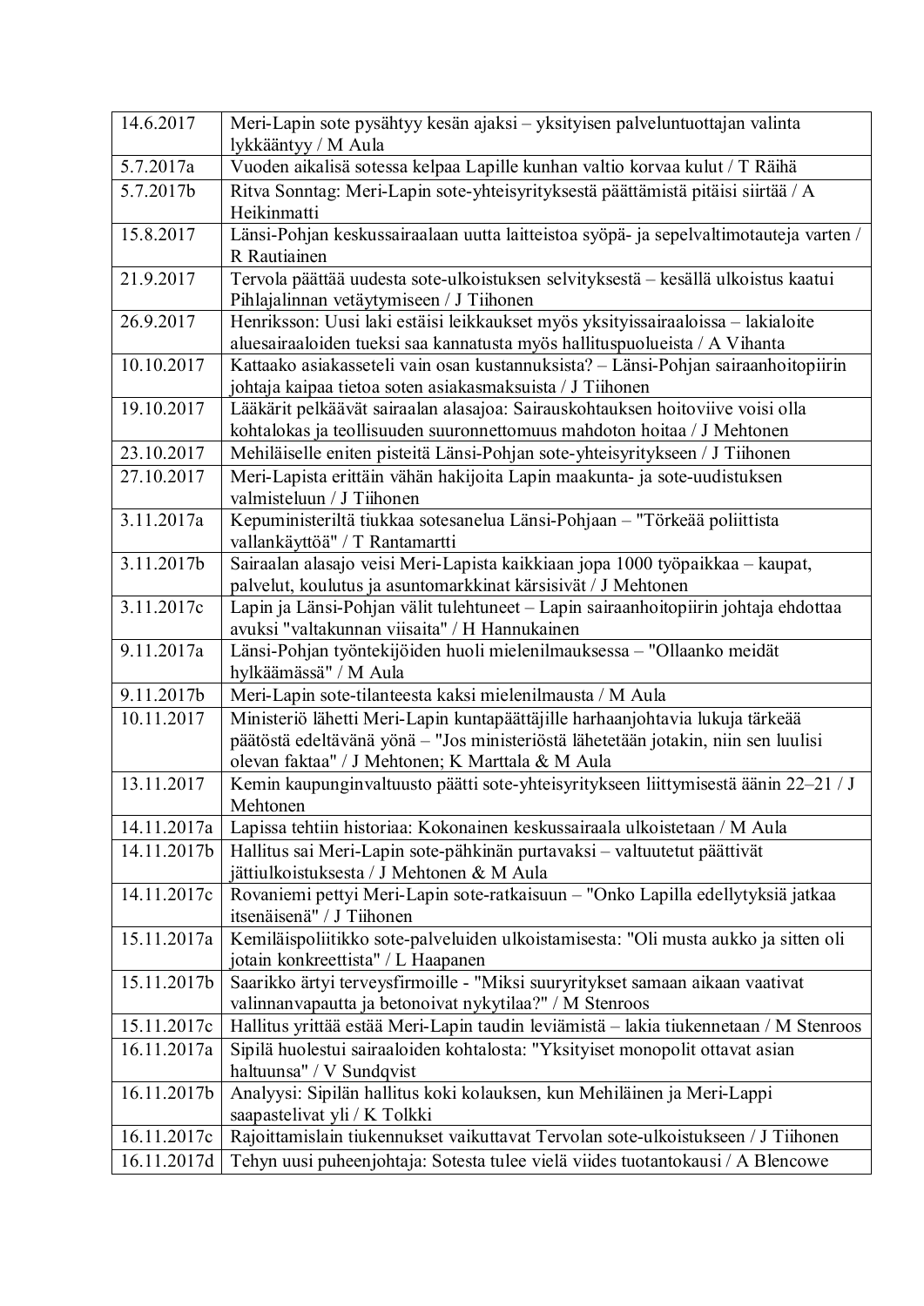| | |
|---|---|
| 14.6.2017 | Meri-Lapin sote pysähtyy kesän ajaksi – yksityisen palveluntuottajan valinta lykkääntyy / M Aula |
| 5.7.2017a | Vuoden aikalisä sotessa kelpaa Lapille kunhan valtio korvaa kulut / T Räihä |
| 5.7.2017b | Ritva Sonntag: Meri-Lapin sote-yhteisyrityksestä päättämistä pitäisi siirtää / A Heikinmatti |
| 15.8.2017 | Länsi-Pohjan keskussairaalaan uutta laitteistoa syöpä- ja sepelvaltimotauteja varten / R Rautiainen |
| 21.9.2017 | Tervola päättää uudesta sote-ulkoistuksen selvityksestä – kesällä ulkoistus kaatui Pihlajalinnan vetäytymiseen / J Tiihonen |
| 26.9.2017 | Henriksson: Uusi laki estäisi leikkaukset myös yksityissairaaloissa – lakialoite aluesairaaloiden tueksi saa kannatusta myös hallituspuolueista / A Vihanta |
| 10.10.2017 | Kattaako asiakasseteli vain osan kustannuksista? – Länsi-Pohjan sairaanhoitopiirin johtaja kaipaa tietoa soten asiakasmaksuista / J Tiihonen |
| 19.10.2017 | Lääkärit pelkäävät sairaalan alasajoa: Sairauskohtauksen hoitoviive voisi olla kohtalokas ja teollisuuden suuronnettomuus mahdoton hoitaa / J Mehtonen |
| 23.10.2017 | Mehiläiselle eniten pisteitä Länsi-Pohjan sote-yhteisyritykseen / J Tiihonen |
| 27.10.2017 | Meri-Lapista erittäin vähän hakijoita Lapin maakunta- ja sote-uudistuksen valmisteluun / J Tiihonen |
| 3.11.2017a | Kepuministeriltä tiukkaa sotesanelua Länsi-Pohjaan – "Törkeää poliittista vallankäyttöä" / T Rantamartti |
| 3.11.2017b | Sairaalan alasajo veisi Meri-Lapista kaikkiaan jopa 1000 työpaikkaa – kaupat, palvelut, koulutus ja asuntomarkkinat kärsisivät / J Mehtonen |
| 3.11.2017c | Lapin ja Länsi-Pohjan välit tulehtuneet – Lapin sairaanhoitopiirin johtaja ehdottaa avuksi "valtakunnan viisaita" / H Hannukainen |
| 9.11.2017a | Länsi-Pohjan työntekijöiden huoli mielenilmauksessa – "Ollaanko meidät hylkäämässä" / M Aula |
| 9.11.2017b | Meri-Lapin sote-tilanteesta kaksi mielenilmausta / M Aula |
| 10.11.2017 | Ministeriö lähetti Meri-Lapin kuntapäättäjille harhaanjohtavia lukuja tärkeää päätöstä edeltävänä yönä – "Jos ministeriöstä lähetetään jotakin, niin sen luulisi olevan faktaa" / J Mehtonen; K Marttala & M Aula |
| 13.11.2017 | Kemin kaupunginvaltuusto päätti sote-yhteisyritykseen liittymisestä äänin 22–21 / J Mehtonen |
| 14.11.2017a | Lapissa tehtiin historiaa: Kokonainen keskussairaala ulkoistetaan / M Aula |
| 14.11.2017b | Hallitus sai Meri-Lapin sote-pähkinän purtavaksi – valtuutetut päättivät jättiulkoistuksesta / J Mehtonen & M Aula |
| 14.11.2017c | Rovaniemi pettyi Meri-Lapin sote-ratkaisuun – "Onko Lapilla edellytyksiä jatkaa itsenäisenä" / J Tiihonen |
| 15.11.2017a | Kemiläispoliitikko sote-palveluiden ulkoistamisesta: "Oli musta aukko ja sitten oli jotain konkreettista" / L Haapanen |
| 15.11.2017b | Saarikko ärtyi terveysfirmoille - "Miksi suuryritykset samaan aikaan vaativat valinnanvapautta ja betonoivat nykytilaa?" / M Stenroos |
| 15.11.2017c | Hallitus yrittää estää Meri-Lapin taudin leviämistä – lakia tiukennetaan / M Stenroos |
| 16.11.2017a | Sipilä huolestui sairaaloiden kohtalosta: "Yksityiset monopolit ottavat asian haltuunsa" / V Sundqvist |
| 16.11.2017b | Analyysi: Sipilän hallitus koki kolauksen, kun Mehiläinen ja Meri-Lappi saapastelivat yli / K Tolkki |
| 16.11.2017c | Rajoittamislain tiukennukset vaikuttavat Tervolan sote-ulkoistukseen / J Tiihonen |
| 16.11.2017d | Tehyn uusi puheenjohtaja: Sotesta tulee vielä viides tuotantokausi / A Blencowe |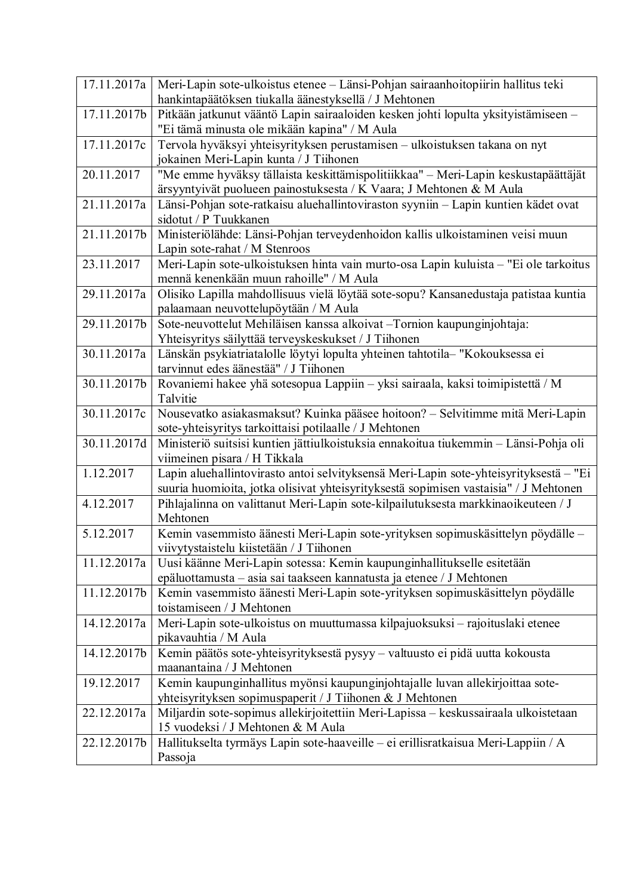| | |
|---|---|
| 17.11.2017a | Meri-Lapin sote-ulkoistus etenee – Länsi-Pohjan sairaanhoitopiirin hallitus teki hankintapäätöksen tiukalla äänestyksellä / J Mehtonen |
| 17.11.2017b | Pitkään jatkunut vääntö Lapin sairaaloiden kesken johti lopulta yksityistämiseen – "Ei tämä minusta ole mikään kapina" / M Aula |
| 17.11.2017c | Tervola hyväksyi yhteisyrityksen perustamisen – ulkoistuksen takana on nyt jokainen Meri-Lapin kunta / J Tiihonen |
| 20.11.2017 | "Me emme hyväksy tällaista keskittämispolitiikkaa" – Meri-Lapin keskustapäättäjät ärsyyntyivät puolueen painostuksesta / K Vaara; J Mehtonen & M Aula |
| 21.11.2017a | Länsi-Pohjan sote-ratkaisu aluehallintoviraston syyniin – Lapin kuntien kädet ovat sidotut / P Tuukkanen |
| 21.11.2017b | Ministeriölähde: Länsi-Pohjan terveydenhoidon kallis ulkoistaminen veisi muun Lapin sote-rahat / M Stenroos |
| 23.11.2017 | Meri-Lapin sote-ulkoistuksen hinta vain murto-osa Lapin kuluista – "Ei ole tarkoitus mennä kenenkään muun rahoille" / M Aula |
| 29.11.2017a | Olisiko Lapilla mahdollisuus vielä löytää sote-sopu? Kansanedustaja patistaa kuntia palaamaan neuvottelupöytään / M Aula |
| 29.11.2017b | Sote-neuvottelut Mehiläisen kanssa alkoivat –Tornion kaupunginjohtaja: Yhteisyritys säilyttää terveyskeskukset / J Tiihonen |
| 30.11.2017a | Länskän psykiatriatalolle löytyi lopulta yhteinen tahtotila– "Kokouksessa ei tarvinnut edes äänestää" / J Tiihonen |
| 30.11.2017b | Rovaniemi hakee yhä sotesopua Lappiin – yksi sairaala, kaksi toimipistettä / M Talvitie |
| 30.11.2017c | Nousevatko asiakasmaksut? Kuinka pääsee hoitoon? – Selvitimme mitä Meri-Lapin sote-yhteisyritys tarkoittaisi potilaalle / J Mehtonen |
| 30.11.2017d | Ministeriö suitsisi kuntien jättiulkoistuksia ennakoitua tiukemmin – Länsi-Pohja oli viimeinen pisara / H Tikkala |
| 1.12.2017 | Lapin aluehallintovirasto antoi selvityksensä Meri-Lapin sote-yhteisyrityksestä – "Ei suuria huomioita, jotka olisivat yhteisyrityksestä sopimisen vastaisia" / J Mehtonen |
| 4.12.2017 | Pihlajalinna on valittanut Meri-Lapin sote-kilpailutuksesta markkinaoikeuteen / J Mehtonen |
| 5.12.2017 | Kemin vasemmisto äänesti Meri-Lapin sote-yrityksen sopimuskäsittelyn pöydälle – viivytystaistelu kiistetään / J Tiihonen |
| 11.12.2017a | Uusi käänne Meri-Lapin sotessa: Kemin kaupunginhallitukselle esitetään epäluottamusta – asia sai taakseen kannatusta ja etenee / J Mehtonen |
| 11.12.2017b | Kemin vasemmisto äänesti Meri-Lapin sote-yrityksen sopimuskäsittelyn pöydälle toistamiseen / J Mehtonen |
| 14.12.2017a | Meri-Lapin sote-ulkoistus on muuttumassa kilpajuoksuksi – rajoituslaki etenee pikavauhtia / M Aula |
| 14.12.2017b | Kemin päätös sote-yhteisyrityksestä pysyy – valtuusto ei pidä uutta kokousta maanantaina / J Mehtonen |
| 19.12.2017 | Kemin kaupunginhallitus myönsi kaupunginjohtajalle luvan allekirjoittaa sote-yhteisyrityksen sopimuspaperit / J Tiihonen & J Mehtonen |
| 22.12.2017a | Miljardin sote-sopimus allekirjoitettiin Meri-Lapissa – keskussairaala ulkoistetaan 15 vuodeksi / J Mehtonen & M Aula |
| 22.12.2017b | Hallitukselta tyrmäys Lapin sote-haaveille – ei erillisratkaisua Meri-Lappiin / A Passoja |